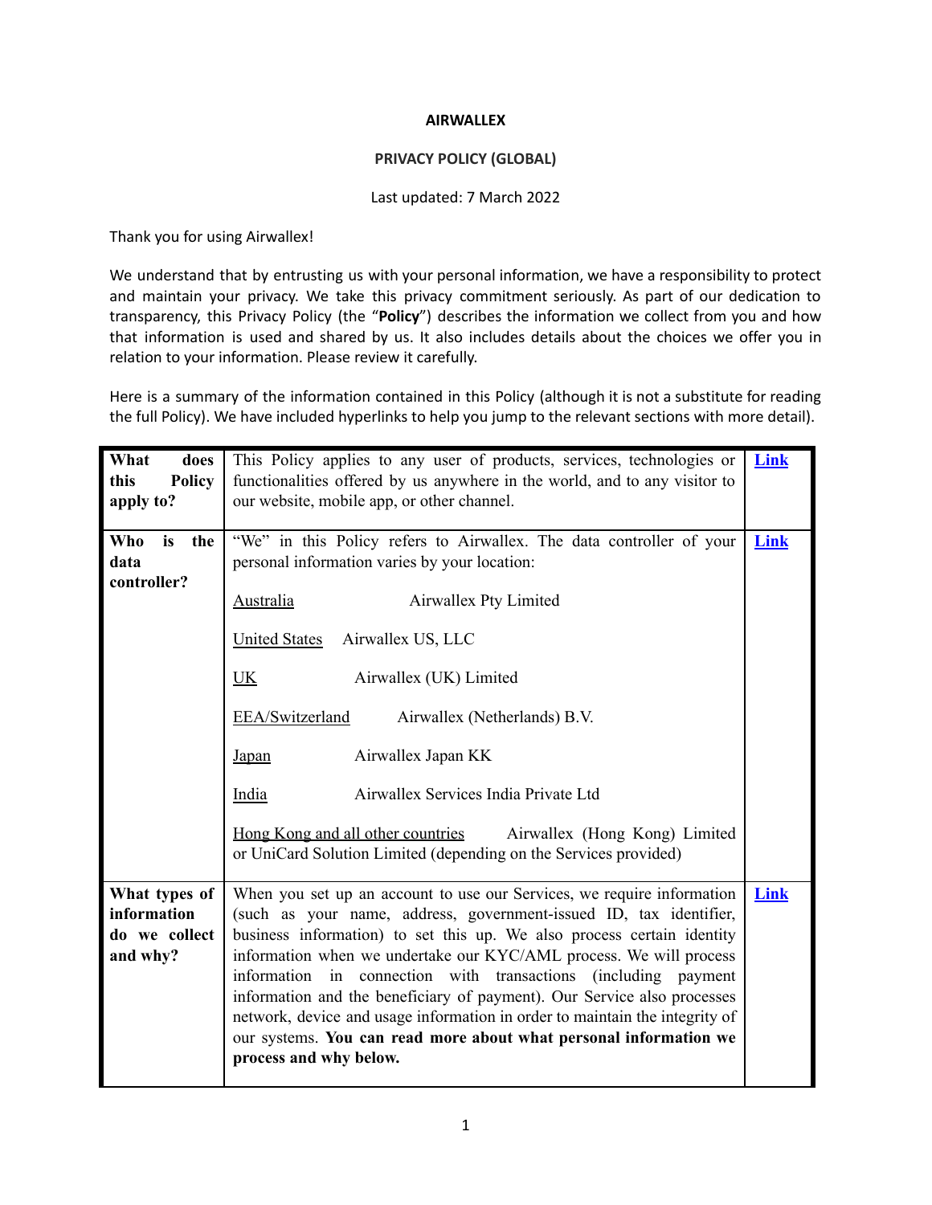**AIRWALLEX**

**PRIVACY POLICY (GLOBAL)**

Last updated: 7 March 2022

Thank you for using Airwallex!

We understand that by entrusting us with your personal information, we have a responsibility to protect and maintain your privacy. We take this privacy commitment seriously. As part of our dedication to transparency, this Privacy Policy (the "**Policy**") describes the information we collect from you and how that information is used and shared by us. It also includes details about the choices we offer you in relation to your information. Please review it carefully.

Here is a summary of the information contained in this Policy (although it is not a substitute for reading the full Policy). We have included hyperlinks to help you jump to the relevant sections with more detail).

| | | |
|---|---|---|
| **What does this Policy apply to?** | This Policy applies to any user of products, services, technologies or functionalities offered by us anywhere in the world, and to any visitor to our website, mobile app, or other channel. | **Link** |
| **Who is the data controller?** | "We" in this Policy refers to Airwallex. The data controller of your personal information varies by your location:<br><br>Australia — Airwallex Pty Limited<br><br>United States — Airwallex US, LLC<br><br>UK — Airwallex (UK) Limited<br><br>EEA/Switzerland — Airwallex (Netherlands) B.V.<br><br>Japan — Airwallex Japan KK<br><br>India — Airwallex Services India Private Ltd<br><br>Hong Kong and all other countries — Airwallex (Hong Kong) Limited or UniCard Solution Limited (depending on the Services provided) | **Link** |
| **What types of information do we collect and why?** | When you set up an account to use our Services, we require information (such as your name, address, government-issued ID, tax identifier, business information) to set this up. We also process certain identity information when we undertake our KYC/AML process. We will process information in connection with transactions (including payment information and the beneficiary of payment). Our Service also processes network, device and usage information in order to maintain the integrity of our systems. **You can read more about what personal information we process and why below.** | **Link** |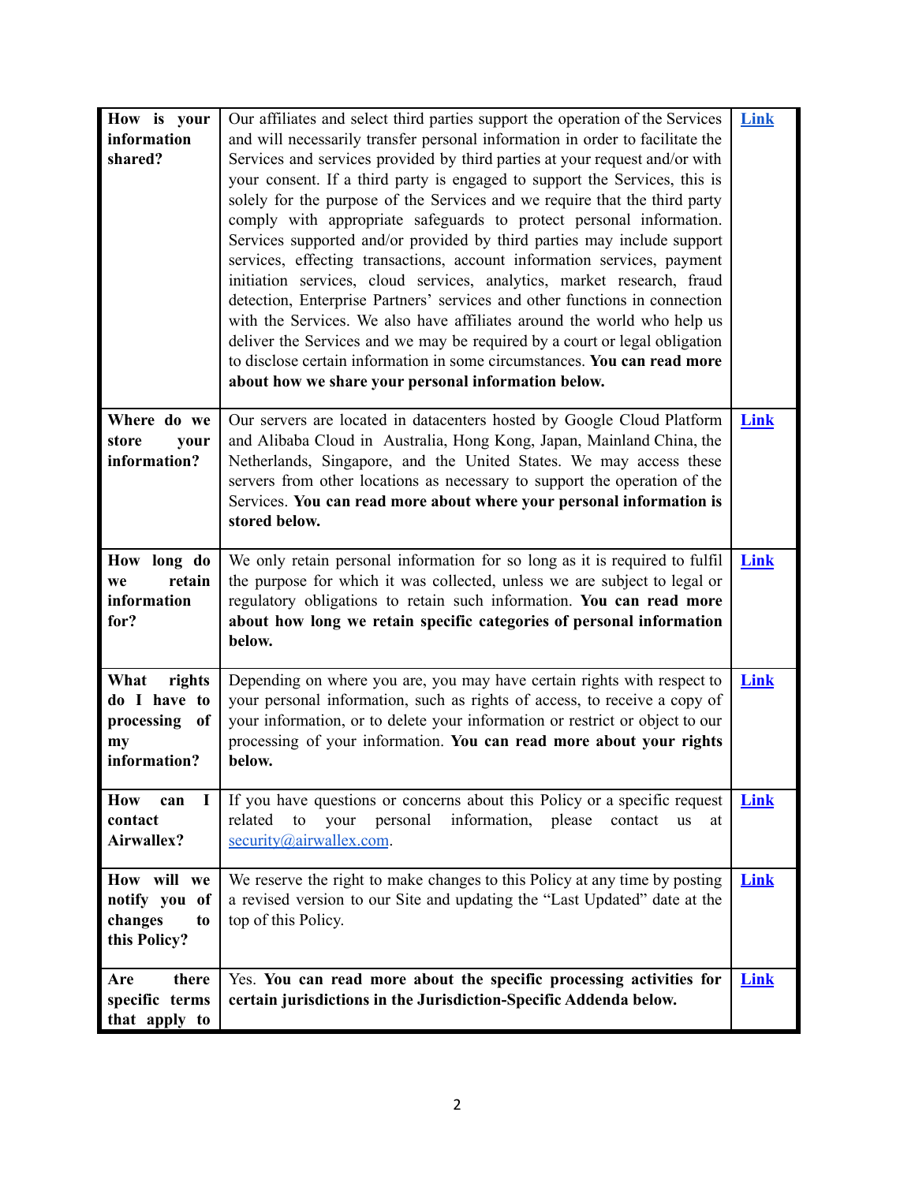| | | |
|---|---|---|
| **How is your information shared?** | Our affiliates and select third parties support the operation of the Services and will necessarily transfer personal information in order to facilitate the Services and services provided by third parties at your request and/or with your consent. If a third party is engaged to support the Services, this is solely for the purpose of the Services and we require that the third party comply with appropriate safeguards to protect personal information. Services supported and/or provided by third parties may include support services, effecting transactions, account information services, payment initiation services, cloud services, analytics, market research, fraud detection, Enterprise Partners' services and other functions in connection with the Services. We also have affiliates around the world who help us deliver the Services and we may be required by a court or legal obligation to disclose certain information in some circumstances. **You can read more about how we share your personal information below.** | **Link** |
| **Where do we store your information?** | Our servers are located in datacenters hosted by Google Cloud Platform and Alibaba Cloud in Australia, Hong Kong, Japan, Mainland China, the Netherlands, Singapore, and the United States. We may access these servers from other locations as necessary to support the operation of the Services. **You can read more about where your personal information is stored below.** | **Link** |
| **How long do we retain information for?** | We only retain personal information for so long as it is required to fulfil the purpose for which it was collected, unless we are subject to legal or regulatory obligations to retain such information. **You can read more about how long we retain specific categories of personal information below.** | **Link** |
| **What rights do I have to processing of my information?** | Depending on where you are, you may have certain rights with respect to your personal information, such as rights of access, to receive a copy of your information, or to delete your information or restrict or object to our processing of your information. **You can read more about your rights below.** | **Link** |
| **How can I contact Airwallex?** | If you have questions or concerns about this Policy or a specific request related to your personal information, please contact us at security@airwallex.com. | **Link** |
| **How will we notify you of changes to this Policy?** | We reserve the right to make changes to this Policy at any time by posting a revised version to our Site and updating the "Last Updated" date at the top of this Policy. | **Link** |
| **Are there specific terms that apply to** | Yes. **You can read more about the specific processing activities for certain jurisdictions in the Jurisdiction-Specific Addenda below.** | **Link** |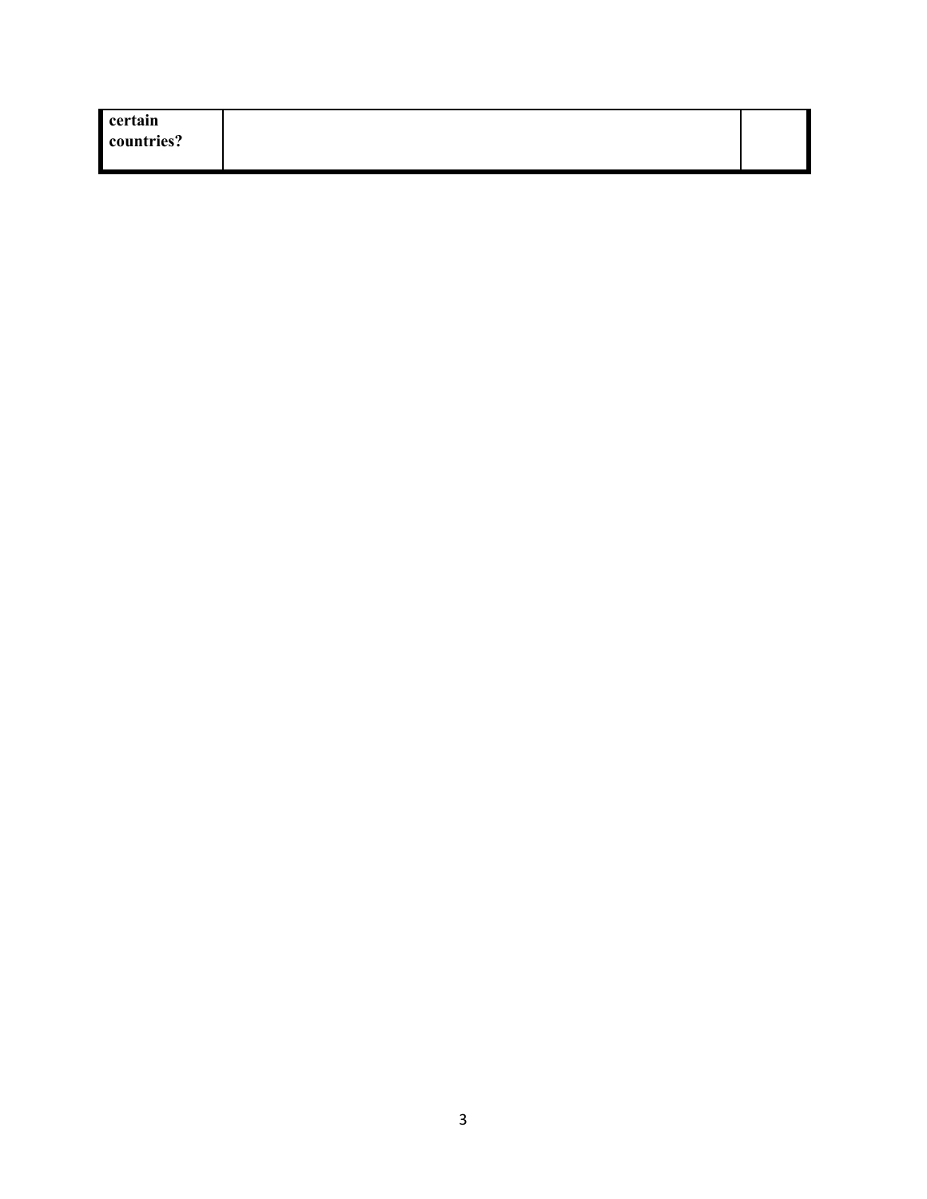| **certain countries?** | | |
| --- | --- | --- |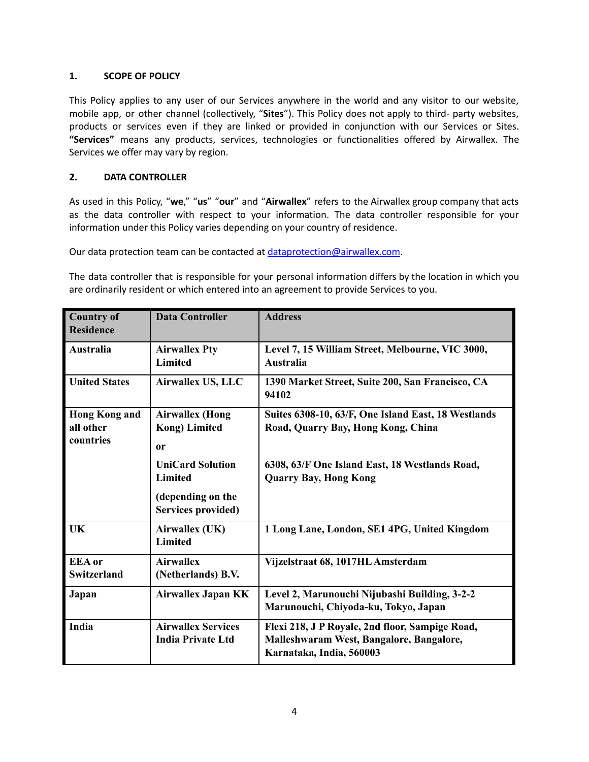## 1. SCOPE OF POLICY

This Policy applies to any user of our Services anywhere in the world and any visitor to our website, mobile app, or other channel (collectively, "**Sites**"). This Policy does not apply to third- party websites, products or services even if they are linked or provided in conjunction with our Services or Sites. **"Services"** means any products, services, technologies or functionalities offered by Airwallex. The Services we offer may vary by region.

## 2. DATA CONTROLLER

As used in this Policy, "**we**," "**us**" "**our**" and "**Airwallex**" refers to the Airwallex group company that acts as the data controller with respect to your information. The data controller responsible for your information under this Policy varies depending on your country of residence.

Our data protection team can be contacted at dataprotection@airwallex.com.

The data controller that is responsible for your personal information differs by the location in which you are ordinarily resident or which entered into an agreement to provide Services to you.

| Country of Residence | Data Controller | Address |
|---|---|---|
| **Australia** | **Airwallex Pty Limited** | **Level 7, 15 William Street, Melbourne, VIC 3000, Australia** |
| **United States** | **Airwallex US, LLC** | **1390 Market Street, Suite 200, San Francisco, CA 94102** |
| **Hong Kong and all other countries** | **Airwallex (Hong Kong) Limited**<br>**or**<br>**UniCard Solution Limited**<br>**(depending on the Services provided)** | **Suites 6308-10, 63/F, One Island East, 18 Westlands Road, Quarry Bay, Hong Kong, China**<br><br>**6308, 63/F One Island East, 18 Westlands Road, Quarry Bay, Hong Kong** |
| **UK** | **Airwallex (UK) Limited** | **1 Long Lane, London, SE1 4PG, United Kingdom** |
| **EEA or Switzerland** | **Airwallex (Netherlands) B.V.** | **Vijzelstraat 68, 1017HL Amsterdam** |
| **Japan** | **Airwallex Japan KK** | **Level 2, Marunouchi Nijubashi Building, 3-2-2 Marunouchi, Chiyoda-ku, Tokyo, Japan** |
| **India** | **Airwallex Services India Private Ltd** | **Flexi 218, J P Royale, 2nd floor, Sampige Road, Malleshwaram West, Bangalore, Bangalore, Karnataka, India, 560003** |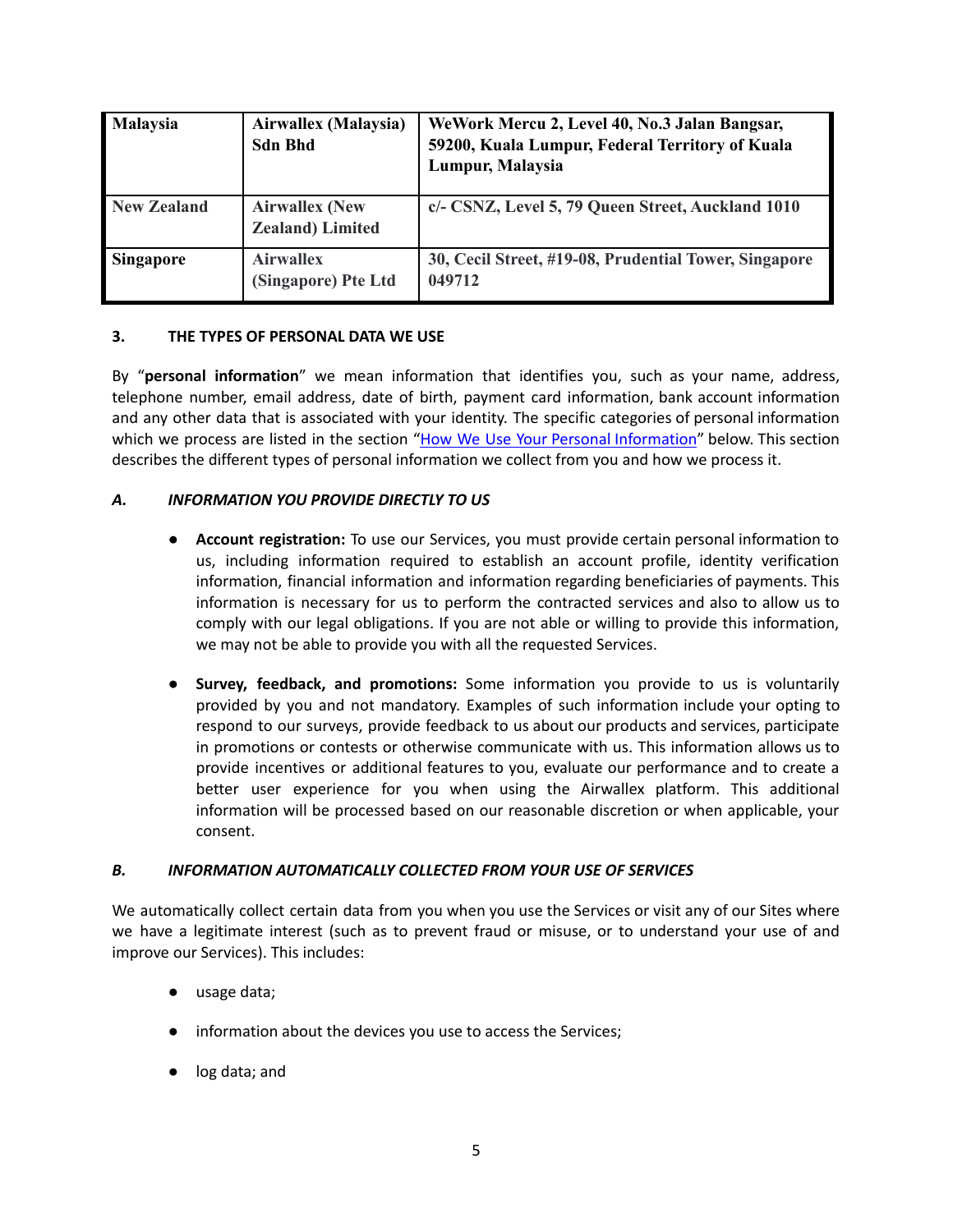| Malaysia | Airwallex (Malaysia) Sdn Bhd | WeWork Mercu 2, Level 40, No.3 Jalan Bangsar, 59200, Kuala Lumpur, Federal Territory of Kuala Lumpur, Malaysia |
|---|---|---|
| New Zealand | Airwallex (New Zealand) Limited | c/- CSNZ, Level 5, 79 Queen Street, Auckland 1010 |
| Singapore | Airwallex (Singapore) Pte Ltd | 30, Cecil Street, #19-08, Prudential Tower, Singapore 049712 |

## 3. THE TYPES OF PERSONAL DATA WE USE

By "**personal information**" we mean information that identifies you, such as your name, address, telephone number, email address, date of birth, payment card information, bank account information and any other data that is associated with your identity. The specific categories of personal information which we process are listed in the section "How We Use Your Personal Information" below. This section describes the different types of personal information we collect from you and how we process it.

### *A. INFORMATION YOU PROVIDE DIRECTLY TO US*

- **Account registration:** To use our Services, you must provide certain personal information to us, including information required to establish an account profile, identity verification information, financial information and information regarding beneficiaries of payments. This information is necessary for us to perform the contracted services and also to allow us to comply with our legal obligations. If you are not able or willing to provide this information, we may not be able to provide you with all the requested Services.

- **Survey, feedback, and promotions:** Some information you provide to us is voluntarily provided by you and not mandatory. Examples of such information include your opting to respond to our surveys, provide feedback to us about our products and services, participate in promotions or contests or otherwise communicate with us. This information allows us to provide incentives or additional features to you, evaluate our performance and to create a better user experience for you when using the Airwallex platform. This additional information will be processed based on our reasonable discretion or when applicable, your consent.

### *B. INFORMATION AUTOMATICALLY COLLECTED FROM YOUR USE OF SERVICES*

We automatically collect certain data from you when you use the Services or visit any of our Sites where we have a legitimate interest (such as to prevent fraud or misuse, or to understand your use of and improve our Services). This includes:

- usage data;

- information about the devices you use to access the Services;

- log data; and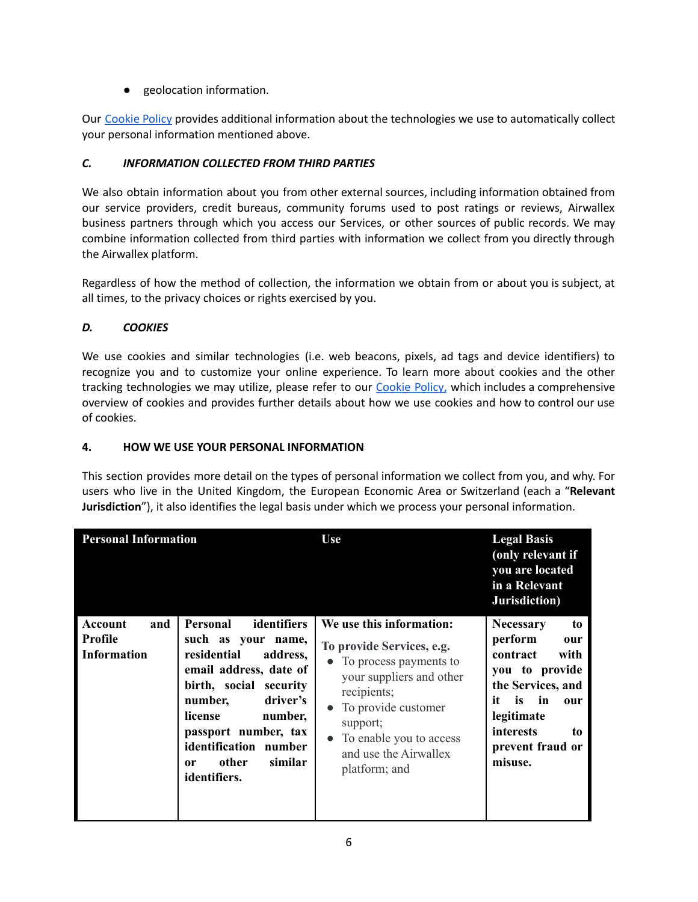- geolocation information.

Our Cookie Policy provides additional information about the technologies we use to automatically collect your personal information mentioned above.

### *C. INFORMATION COLLECTED FROM THIRD PARTIES*

We also obtain information about you from other external sources, including information obtained from our service providers, credit bureaus, community forums used to post ratings or reviews, Airwallex business partners through which you access our Services, or other sources of public records. We may combine information collected from third parties with information we collect from you directly through the Airwallex platform.

Regardless of how the method of collection, the information we obtain from or about you is subject, at all times, to the privacy choices or rights exercised by you.

### *D. COOKIES*

We use cookies and similar technologies (i.e. web beacons, pixels, ad tags and device identifiers) to recognize you and to customize your online experience. To learn more about cookies and the other tracking technologies we may utilize, please refer to our Cookie Policy, which includes a comprehensive overview of cookies and provides further details about how we use cookies and how to control our use of cookies.

## 4. HOW WE USE YOUR PERSONAL INFORMATION

This section provides more detail on the types of personal information we collect from you, and why. For users who live in the United Kingdom, the European Economic Area or Switzerland (each a "**Relevant Jurisdiction**"), it also identifies the legal basis under which we process your personal information.

| Personal Information | | Use | Legal Basis (only relevant if you are located in a Relevant Jurisdiction) |
|---|---|---|---|
| **Account and Profile Information** | **Personal identifiers such as your name, residential address, email address, date of birth, social security number, driver's license number, passport number, tax identification number or other similar identifiers.** | **We use this information:**<br>**To provide Services, e.g.**<br>• To process payments to your suppliers and other recipients;<br>• To provide customer support;<br>• To enable you to access and use the Airwallex platform; and | **Necessary to perform our contract with you to provide the Services, and it is in our legitimate interests to prevent fraud or misuse.** |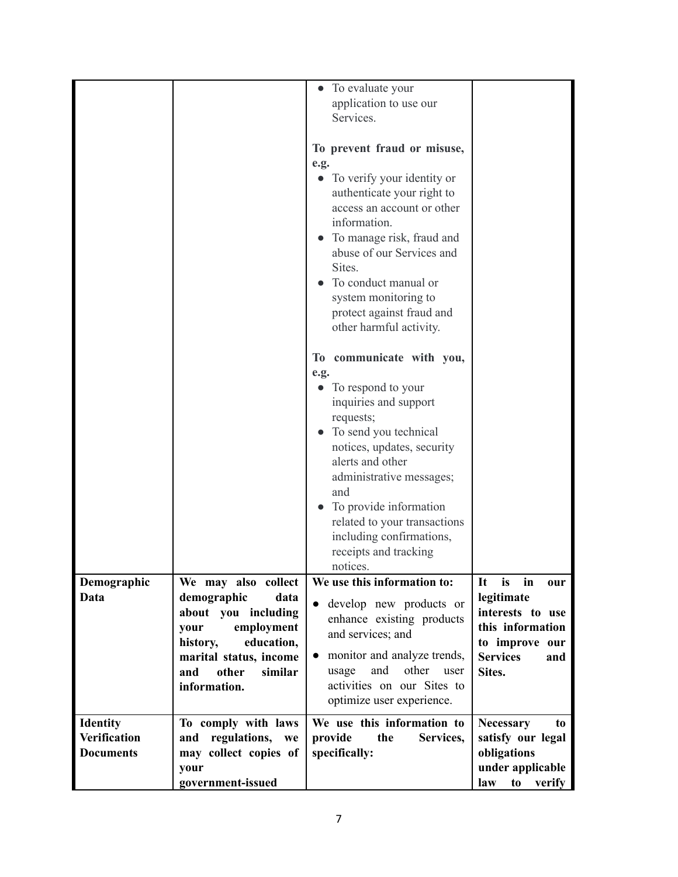| | | | |
|---|---|---|---|
| | | • To evaluate your application to use our Services.<br><br>**To prevent fraud or misuse, e.g.**<br>• To verify your identity or authenticate your right to access an account or other information.<br>• To manage risk, fraud and abuse of our Services and Sites.<br>• To conduct manual or system monitoring to protect against fraud and other harmful activity.<br><br>**To communicate with you, e.g.**<br>• To respond to your inquiries and support requests;<br>• To send you technical notices, updates, security alerts and other administrative messages; and<br>• To provide information related to your transactions including confirmations, receipts and tracking notices. | |
| **Demographic Data** | **We may also collect demographic data about you including your employment history, education, marital status, income and other similar information.** | **We use this information to:**<br>• develop new products or enhance existing products and services; and<br>• monitor and analyze trends, usage and other user activities on our Sites to optimize user experience. | **It is in our legitimate interests to use this information to improve our Services and Sites.** |
| **Identity Verification Documents** | **To comply with laws and regulations, we may collect copies of your government-issued** | **We use this information to provide the Services, specifically:** | **Necessary to satisfy our legal obligations under applicable law to verify** |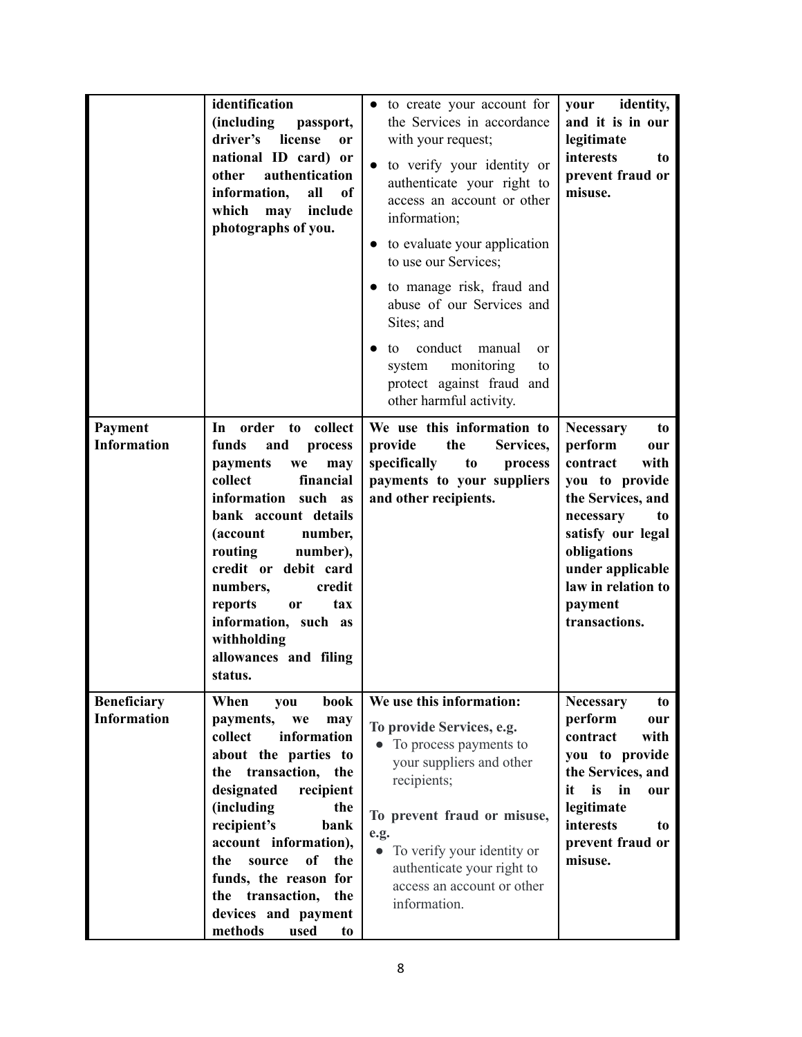| | | | |
|---|---|---|---|
| | **identification (including passport, driver's license or national ID card) or other authentication information, all of which may include photographs of you.** | • to create your account for the Services in accordance with your request;<br>• to verify your identity or authenticate your right to access an account or other information;<br>• to evaluate your application to use our Services;<br>• to manage risk, fraud and abuse of our Services and Sites; and<br>• to conduct manual or system monitoring to protect against fraud and other harmful activity. | **your identity, and it is in our legitimate interests to prevent fraud or misuse.** |
| **Payment Information** | **In order to collect funds and process payments we may collect financial information such as bank account details (account number, routing number), credit or debit card numbers, credit reports or tax information, such as withholding allowances and filing status.** | **We use this information to provide the Services, specifically to process payments to your suppliers and other recipients.** | **Necessary to perform our contract with you to provide the Services, and necessary to satisfy our legal obligations under applicable law in relation to payment transactions.** |
| **Beneficiary Information** | **When you book payments, we may collect information about the parties to the transaction, the designated recipient (including the recipient's bank account information), the source of the funds, the reason for the transaction, the devices and payment methods used to** | **We use this information:**<br>**To provide Services, e.g.**<br>• To process payments to your suppliers and other recipients;<br>**To prevent fraud or misuse, e.g.**<br>• To verify your identity or authenticate your right to access an account or other information. | **Necessary to perform our contract with you to provide the Services, and it is in our legitimate interests to prevent fraud or misuse.** |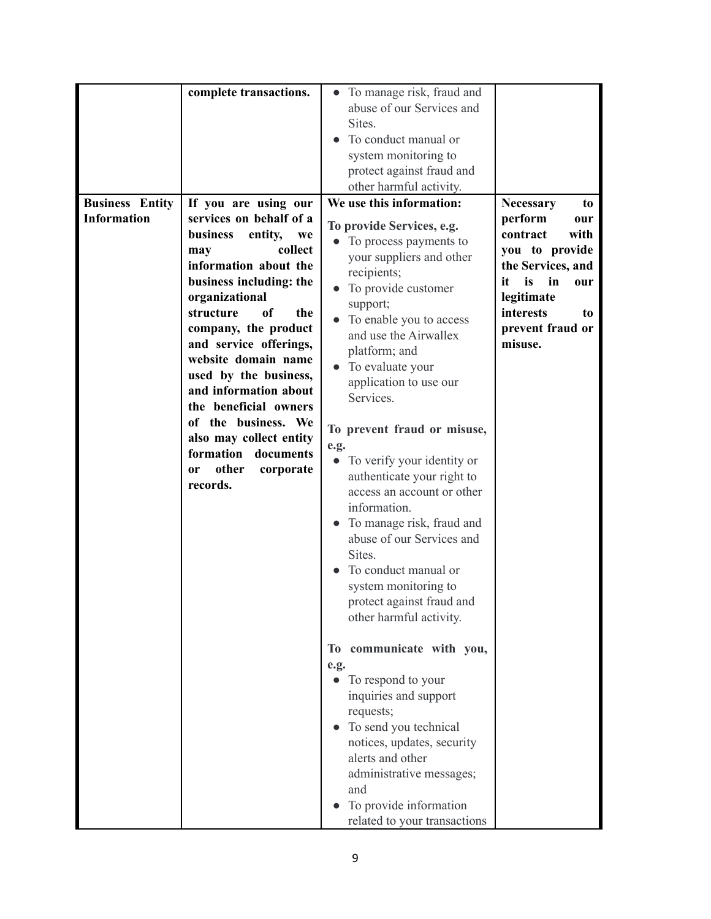| | | | |
|---|---|---|---|
| | **complete transactions.** | <ul><li>To manage risk, fraud and abuse of our Services and Sites.</li><li>To conduct manual or system monitoring to protect against fraud and other harmful activity.</li></ul> | |
| **Business Entity Information** | **If you are using our services on behalf of a business entity, we may collect information about the business including: the organizational structure of the company, the product and service offerings, website domain name used by the business, and information about the beneficial owners of the business. We also may collect entity formation documents or other corporate records.** | **We use this information:**<br><br>**To provide Services, e.g.**<ul><li>To process payments to your suppliers and other recipients;</li><li>To provide customer support;</li><li>To enable you to access and use the Airwallex platform; and</li><li>To evaluate your application to use our Services.</li></ul>**To prevent fraud or misuse, e.g.**<ul><li>To verify your identity or authenticate your right to access an account or other information.</li><li>To manage risk, fraud and abuse of our Services and Sites.</li><li>To conduct manual or system monitoring to protect against fraud and other harmful activity.</li></ul>**To communicate with you, e.g.**<ul><li>To respond to your inquiries and support requests;</li><li>To send you technical notices, updates, security alerts and other administrative messages; and</li><li>To provide information related to your transactions</li></ul> | **Necessary to perform our contract with you to provide the Services, and it is in our legitimate interests to prevent fraud or misuse.** |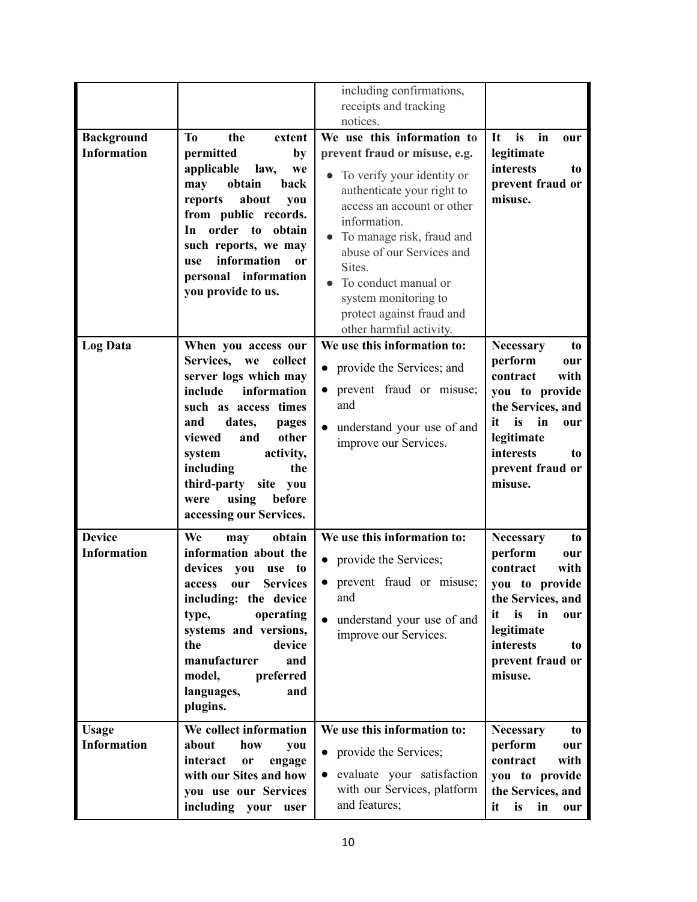| | | | |
|---|---|---|---|
| | | including confirmations, receipts and tracking notices. | |
| **Background Information** | **To the extent permitted by applicable law, we may obtain back reports about you from public records. In order to obtain such reports, we may use information or personal information you provide to us.** | **We use this information to prevent fraud or misuse, e.g.**<br>• To verify your identity or authenticate your right to access an account or other information.<br>• To manage risk, fraud and abuse of our Services and Sites.<br>• To conduct manual or system monitoring to protect against fraud and other harmful activity. | **It is in our legitimate interests to prevent fraud or misuse.** |
| **Log Data** | **When you access our Services, we collect server logs which may include information such as access times and dates, pages viewed and other system activity, including the third-party site you were using before accessing our Services.** | **We use this information to:**<br>• provide the Services; and<br>• prevent fraud or misuse; and<br>• understand your use of and improve our Services. | **Necessary to perform our contract with you to provide the Services, and it is in our legitimate interests to prevent fraud or misuse.** |
| **Device Information** | **We may obtain information about the devices you use to access our Services including: the device type, operating systems and versions, the device manufacturer and model, preferred languages, and plugins.** | **We use this information to:**<br>• provide the Services;<br>• prevent fraud or misuse; and<br>• understand your use of and improve our Services. | **Necessary to perform our contract with you to provide the Services, and it is in our legitimate interests to prevent fraud or misuse.** |
| **Usage Information** | **We collect information about how you interact or engage with our Sites and how you use our Services including your user** | **We use this information to:**<br>• provide the Services;<br>• evaluate your satisfaction with our Services, platform and features; | **Necessary to perform our contract with you to provide the Services, and it is in our** |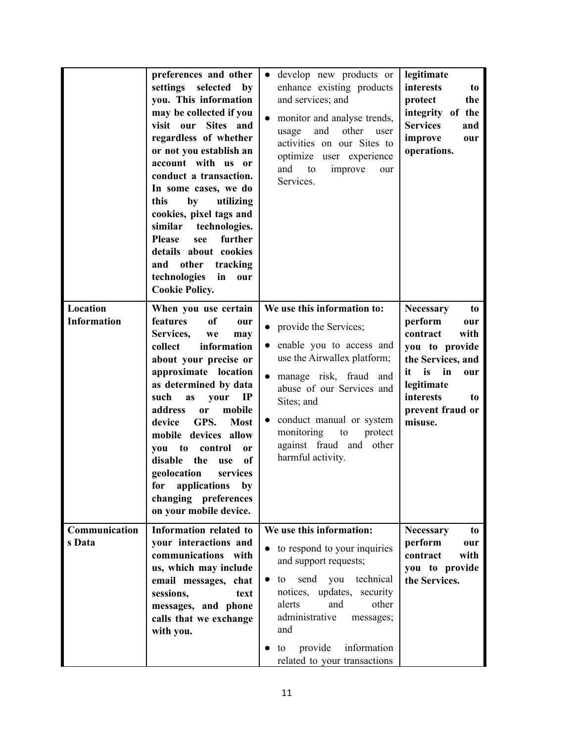| | | | |
|---|---|---|---|
| | **preferences and other settings selected by you. This information may be collected if you visit our Sites and regardless of whether or not you establish an account with us or conduct a transaction. In some cases, we do this by utilizing cookies, pixel tags and similar technologies. Please see further details about cookies and other tracking technologies in our Cookie Policy.** | • develop new products or enhance existing products and services; and<br>• monitor and analyse trends, usage and other user activities on our Sites to optimize user experience and to improve our Services. | **legitimate interests to protect the integrity of the Services and improve our operations.** |
| **Location Information** | **When you use certain features of our Services, we may collect information about your precise or approximate location as determined by data such as your IP address or mobile device GPS. Most mobile devices allow you to control or disable the use of geolocation services for applications by changing preferences on your mobile device.** | **We use this information to:**<br>• provide the Services;<br>• enable you to access and use the Airwallex platform;<br>• manage risk, fraud and abuse of our Services and Sites; and<br>• conduct manual or system monitoring to protect against fraud and other harmful activity. | **Necessary to perform our contract with you to provide the Services, and it is in our legitimate interests to prevent fraud or misuse.** |
| **Communications Data** | **Information related to your interactions and communications with us, which may include email messages, chat sessions, text messages, and phone calls that we exchange with you.** | **We use this information:**<br>• to respond to your inquiries and support requests;<br>• to send you technical notices, updates, security alerts and other administrative messages; and<br>• to provide information related to your transactions | **Necessary to perform our contract with you to provide the Services.** |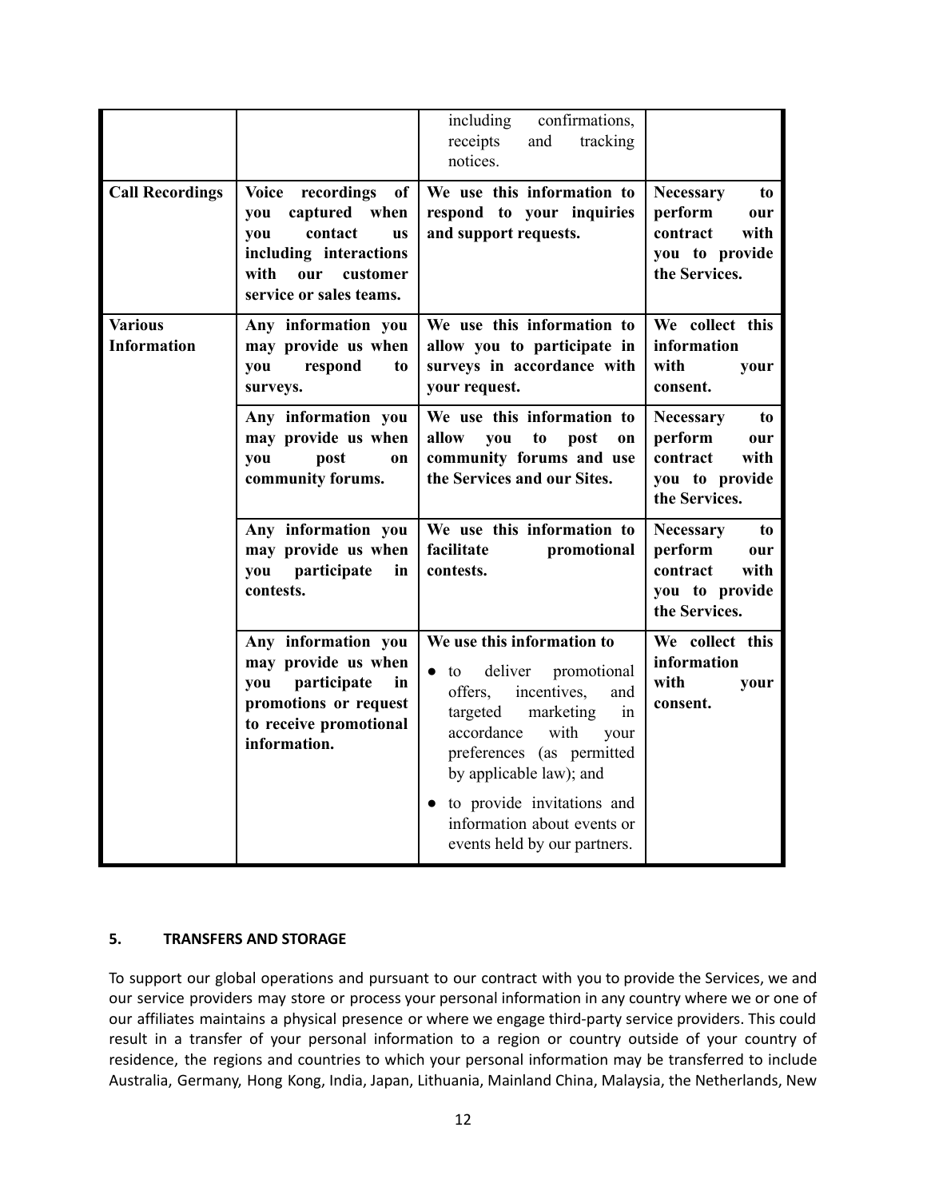| | | | |
|---|---|---|---|
| | | including confirmations, receipts and tracking notices. | |
| **Call Recordings** | **Voice recordings of you captured when you contact us including interactions with our customer service or sales teams.** | **We use this information to respond to your inquiries and support requests.** | **Necessary to perform our contract with you to provide the Services.** |
| **Various Information** | **Any information you may provide us when you respond to surveys.** | **We use this information to allow you to participate in surveys in accordance with your request.** | **We collect this information with your consent.** |
| | **Any information you may provide us when you post on community forums.** | **We use this information to allow you to post on community forums and use the Services and our Sites.** | **Necessary to perform our contract with you to provide the Services.** |
| | **Any information you may provide us when you participate in contests.** | **We use this information to facilitate promotional contests.** | **Necessary to perform our contract with you to provide the Services.** |
| | **Any information you may provide us when you participate in promotions or request to receive promotional information.** | **We use this information to**<br>• to deliver promotional offers, incentives, and targeted marketing in accordance with your preferences (as permitted by applicable law); and<br>• to provide invitations and information about events or events held by our partners. | **We collect this information with your consent.** |

## 5. TRANSFERS AND STORAGE

To support our global operations and pursuant to our contract with you to provide the Services, we and our service providers may store or process your personal information in any country where we or one of our affiliates maintains a physical presence or where we engage third-party service providers. This could result in a transfer of your personal information to a region or country outside of your country of residence, the regions and countries to which your personal information may be transferred to include Australia, Germany, Hong Kong, India, Japan, Lithuania, Mainland China, Malaysia, the Netherlands, New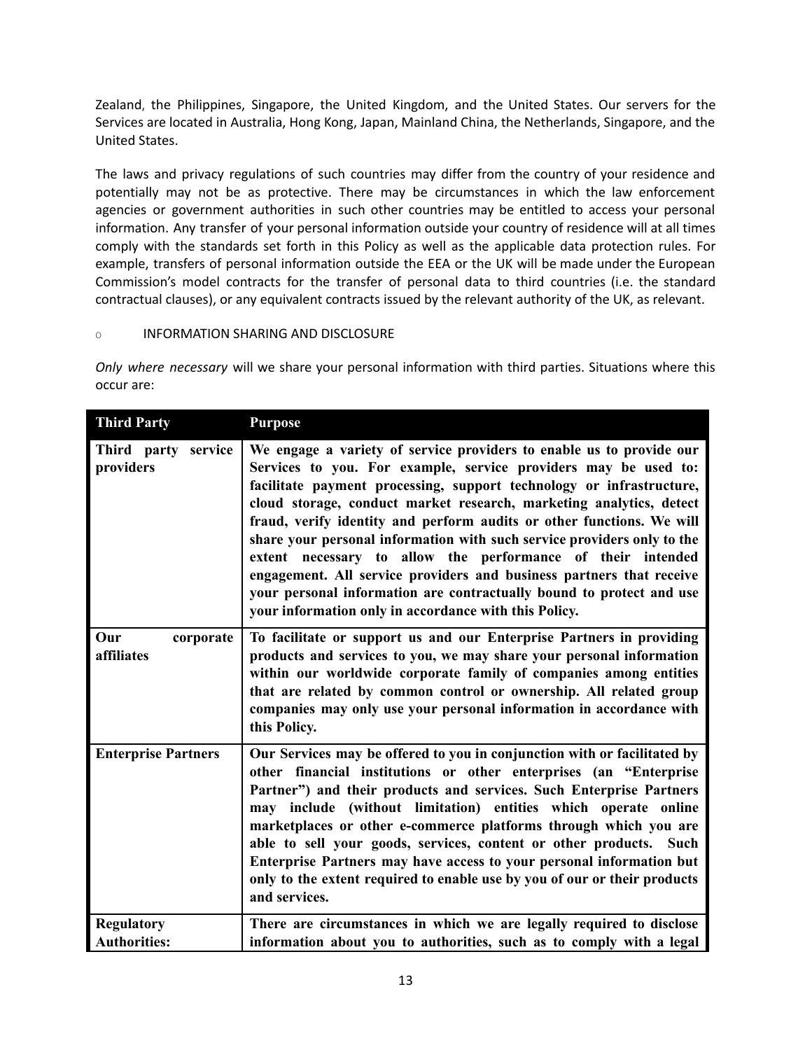Zealand, the Philippines, Singapore, the United Kingdom, and the United States. Our servers for the Services are located in Australia, Hong Kong, Japan, Mainland China, the Netherlands, Singapore, and the United States.

The laws and privacy regulations of such countries may differ from the country of your residence and potentially may not be as protective. There may be circumstances in which the law enforcement agencies or government authorities in such other countries may be entitled to access your personal information. Any transfer of your personal information outside your country of residence will at all times comply with the standards set forth in this Policy as well as the applicable data protection rules. For example, transfers of personal information outside the EEA or the UK will be made under the European Commission's model contracts for the transfer of personal data to third countries (i.e. the standard contractual clauses), or any equivalent contracts issued by the relevant authority of the UK, as relevant.

- INFORMATION SHARING AND DISCLOSURE

*Only where necessary* will we share your personal information with third parties. Situations where this occur are:

| Third Party | Purpose |
|---|---|
| **Third party service providers** | **We engage a variety of service providers to enable us to provide our Services to you. For example, service providers may be used to: facilitate payment processing, support technology or infrastructure, cloud storage, conduct market research, marketing analytics, detect fraud, verify identity and perform audits or other functions. We will share your personal information with such service providers only to the extent necessary to allow the performance of their intended engagement. All service providers and business partners that receive your personal information are contractually bound to protect and use your information only in accordance with this Policy.** |
| **Our corporate affiliates** | **To facilitate or support us and our Enterprise Partners in providing products and services to you, we may share your personal information within our worldwide corporate family of companies among entities that are related by common control or ownership. All related group companies may only use your personal information in accordance with this Policy.** |
| **Enterprise Partners** | **Our Services may be offered to you in conjunction with or facilitated by other financial institutions or other enterprises (an "Enterprise Partner") and their products and services. Such Enterprise Partners may include (without limitation) entities which operate online marketplaces or other e-commerce platforms through which you are able to sell your goods, services, content or other products. Such Enterprise Partners may have access to your personal information but only to the extent required to enable use by you of our or their products and services.** |
| **Regulatory Authorities:** | **There are circumstances in which we are legally required to disclose information about you to authorities, such as to comply with a legal** |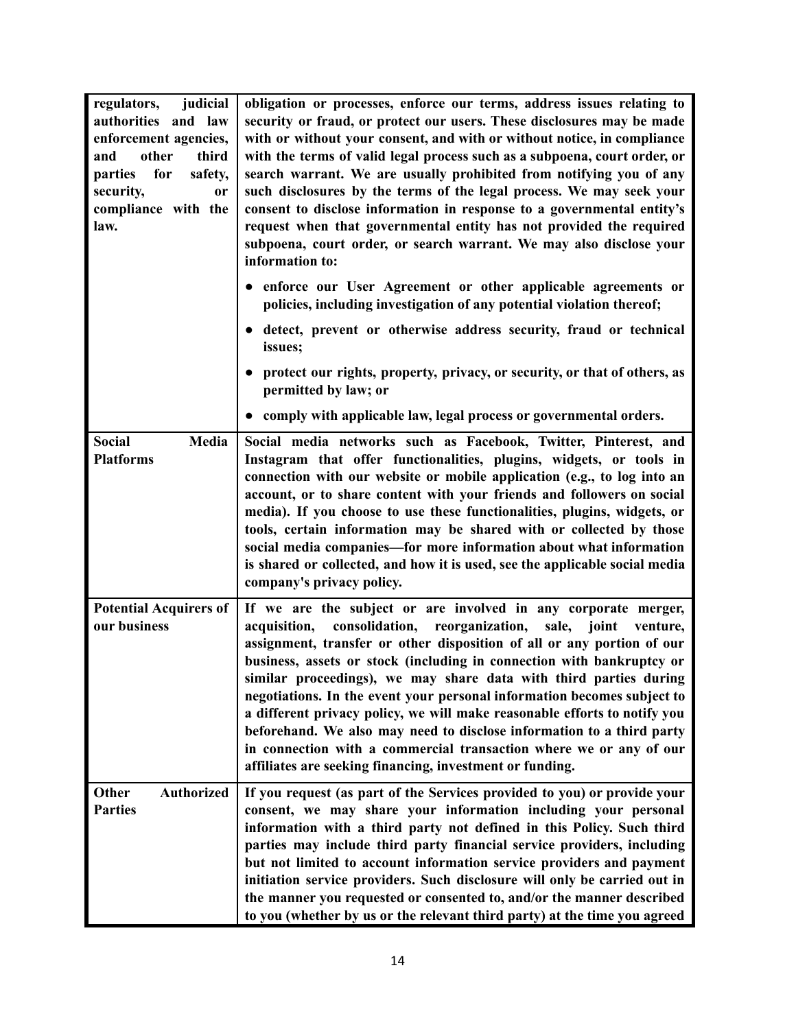| | |
|---|---|
| **regulators, judicial authorities and law enforcement agencies, and other third parties for safety, security, or compliance with the law.** | **obligation or processes, enforce our terms, address issues relating to security or fraud, or protect our users. These disclosures may be made with or without your consent, and with or without notice, in compliance with the terms of valid legal process such as a subpoena, court order, or search warrant. We are usually prohibited from notifying you of any such disclosures by the terms of the legal process. We may seek your consent to disclose information in response to a governmental entity's request when that governmental entity has not provided the required subpoena, court order, or search warrant. We may also disclose your information to:**<br><br>● **enforce our User Agreement or other applicable agreements or policies, including investigation of any potential violation thereof;**<br>● **detect, prevent or otherwise address security, fraud or technical issues;**<br>● **protect our rights, property, privacy, or security, or that of others, as permitted by law; or**<br>● **comply with applicable law, legal process or governmental orders.** |
| **Social Media Platforms** | **Social media networks such as Facebook, Twitter, Pinterest, and Instagram that offer functionalities, plugins, widgets, or tools in connection with our website or mobile application (e.g., to log into an account, or to share content with your friends and followers on social media). If you choose to use these functionalities, plugins, widgets, or tools, certain information may be shared with or collected by those social media companies—for more information about what information is shared or collected, and how it is used, see the applicable social media company's privacy policy.** |
| **Potential Acquirers of our business** | **If we are the subject or are involved in any corporate merger, acquisition, consolidation, reorganization, sale, joint venture, assignment, transfer or other disposition of all or any portion of our business, assets or stock (including in connection with bankruptcy or similar proceedings), we may share data with third parties during negotiations. In the event your personal information becomes subject to a different privacy policy, we will make reasonable efforts to notify you beforehand. We also may need to disclose information to a third party in connection with a commercial transaction where we or any of our affiliates are seeking financing, investment or funding.** |
| **Other Authorized Parties** | **If you request (as part of the Services provided to you) or provide your consent, we may share your information including your personal information with a third party not defined in this Policy. Such third parties may include third party financial service providers, including but not limited to account information service providers and payment initiation service providers. Such disclosure will only be carried out in the manner you requested or consented to, and/or the manner described to you (whether by us or the relevant third party) at the time you agreed** |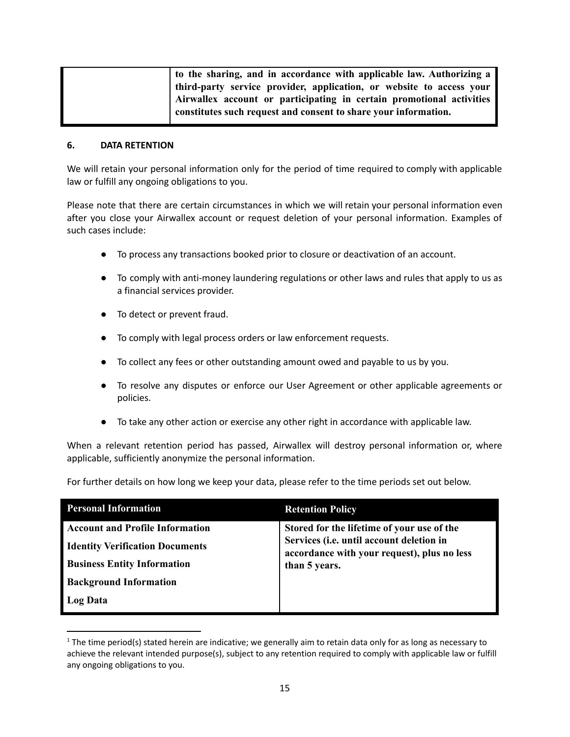| | to the sharing, and in accordance with applicable law. Authorizing a third-party service provider, application, or website to access your Airwallex account or participating in certain promotional activities constitutes such request and consent to share your information. |
|---|---|

## 6. DATA RETENTION

We will retain your personal information only for the period of time required to comply with applicable law or fulfill any ongoing obligations to you.

Please note that there are certain circumstances in which we will retain your personal information even after you close your Airwallex account or request deletion of your personal information. Examples of such cases include:

- To process any transactions booked prior to closure or deactivation of an account.
- To comply with anti-money laundering regulations or other laws and rules that apply to us as a financial services provider.
- To detect or prevent fraud.
- To comply with legal process orders or law enforcement requests.
- To collect any fees or other outstanding amount owed and payable to us by you.
- To resolve any disputes or enforce our User Agreement or other applicable agreements or policies.
- To take any other action or exercise any other right in accordance with applicable law.

When a relevant retention period has passed, Airwallex will destroy personal information or, where applicable, sufficiently anonymize the personal information.

For further details on how long we keep your data, please refer to the time periods set out below.

| Personal Information | Retention Policy |
|---|---|
| **Account and Profile Information**<br>**Identity Verification Documents**<br>**Business Entity Information**<br>**Background Information**<br>**Log Data** | **Stored for the lifetime of your use of the Services (i.e. until account deletion in accordance with your request), plus no less than 5 years.** |

[1] The time period(s) stated herein are indicative; we generally aim to retain data only for as long as necessary to achieve the relevant intended purpose(s), subject to any retention required to comply with applicable law or fulfill any ongoing obligations to you.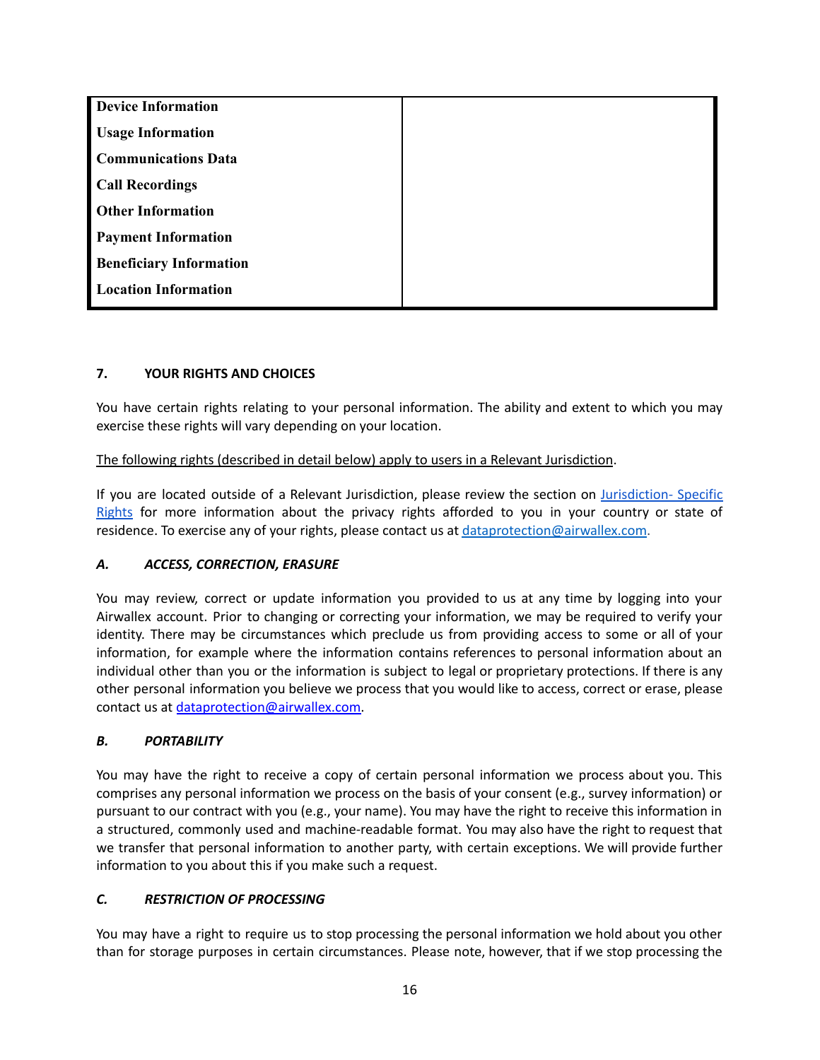| | |
|---|---|
| **Device Information**<br>**Usage Information**<br>**Communications Data**<br>**Call Recordings**<br>**Other Information**<br>**Payment Information**<br>**Beneficiary Information**<br>**Location Information** | |

## 7. YOUR RIGHTS AND CHOICES

You have certain rights relating to your personal information. The ability and extent to which you may exercise these rights will vary depending on your location.

The following rights (described in detail below) apply to users in a Relevant Jurisdiction.

If you are located outside of a Relevant Jurisdiction, please review the section on [Jurisdiction- Specific Rights]() for more information about the privacy rights afforded to you in your country or state of residence. To exercise any of your rights, please contact us at [dataprotection@airwallex.com](mailto:dataprotection@airwallex.com).

### *A. ACCESS, CORRECTION, ERASURE*

You may review, correct or update information you provided to us at any time by logging into your Airwallex account. Prior to changing or correcting your information, we may be required to verify your identity. There may be circumstances which preclude us from providing access to some or all of your information, for example where the information contains references to personal information about an individual other than you or the information is subject to legal or proprietary protections. If there is any other personal information you believe we process that you would like to access, correct or erase, please contact us at [dataprotection@airwallex.com](mailto:dataprotection@airwallex.com).

### *B. PORTABILITY*

You may have the right to receive a copy of certain personal information we process about you. This comprises any personal information we process on the basis of your consent (e.g., survey information) or pursuant to our contract with you (e.g., your name). You may have the right to receive this information in a structured, commonly used and machine-readable format. You may also have the right to request that we transfer that personal information to another party, with certain exceptions. We will provide further information to you about this if you make such a request.

### *C. RESTRICTION OF PROCESSING*

You may have a right to require us to stop processing the personal information we hold about you other than for storage purposes in certain circumstances. Please note, however, that if we stop processing the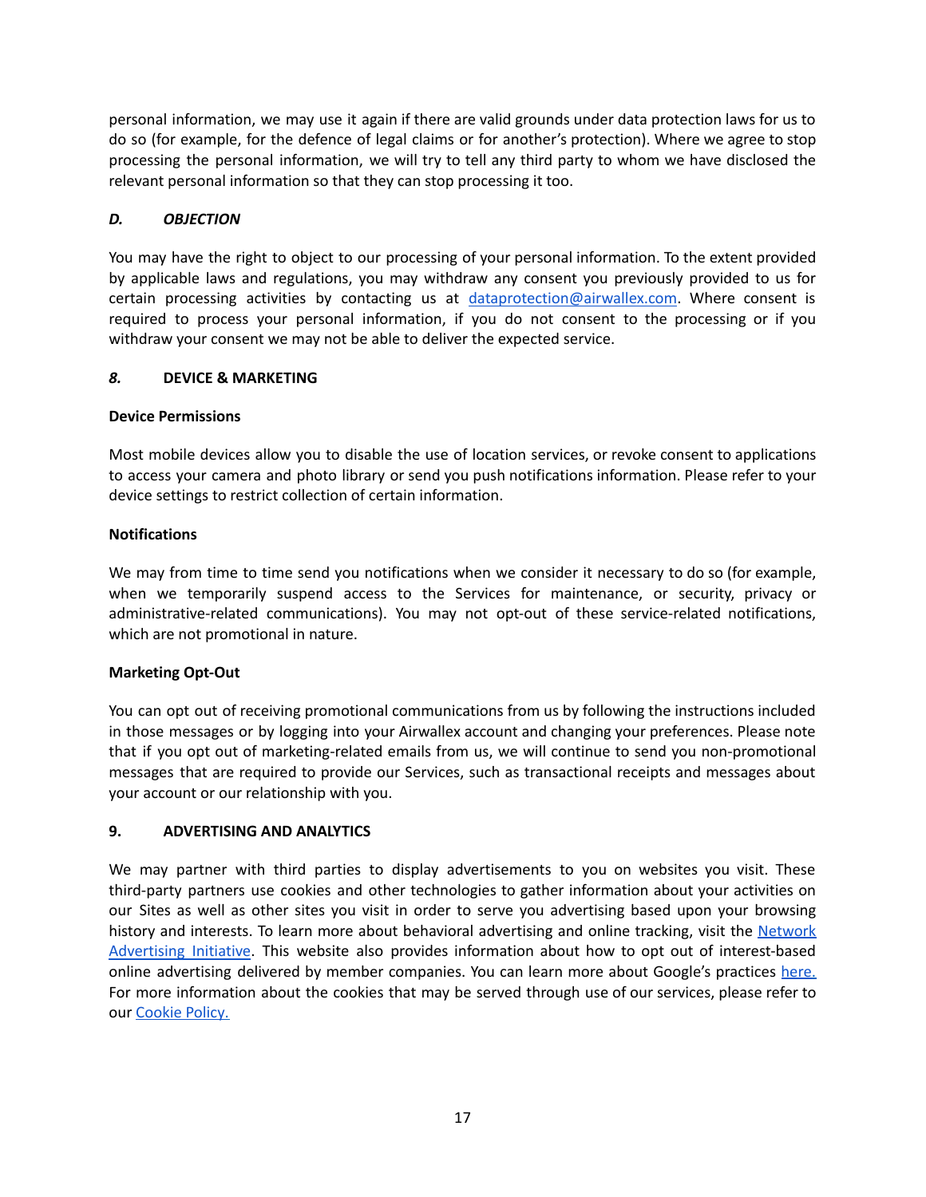personal information, we may use it again if there are valid grounds under data protection laws for us to do so (for example, for the defence of legal claims or for another's protection). Where we agree to stop processing the personal information, we will try to tell any third party to whom we have disclosed the relevant personal information so that they can stop processing it too.

### *D. OBJECTION*

You may have the right to object to our processing of your personal information. To the extent provided by applicable laws and regulations, you may withdraw any consent you previously provided to us for certain processing activities by contacting us at [dataprotection@airwallex.com](mailto:dataprotection@airwallex.com). Where consent is required to process your personal information, if you do not consent to the processing or if you withdraw your consent we may not be able to deliver the expected service.

## *8.* DEVICE & MARKETING

**Device Permissions**

Most mobile devices allow you to disable the use of location services, or revoke consent to applications to access your camera and photo library or send you push notifications information. Please refer to your device settings to restrict collection of certain information.

**Notifications**

We may from time to time send you notifications when we consider it necessary to do so (for example, when we temporarily suspend access to the Services for maintenance, or security, privacy or administrative-related communications). You may not opt-out of these service-related notifications, which are not promotional in nature.

**Marketing Opt-Out**

You can opt out of receiving promotional communications from us by following the instructions included in those messages or by logging into your Airwallex account and changing your preferences. Please note that if you opt out of marketing-related emails from us, we will continue to send you non-promotional messages that are required to provide our Services, such as transactional receipts and messages about your account or our relationship with you.

## 9. ADVERTISING AND ANALYTICS

We may partner with third parties to display advertisements to you on websites you visit. These third-party partners use cookies and other technologies to gather information about your activities on our Sites as well as other sites you visit in order to serve you advertising based upon your browsing history and interests. To learn more about behavioral advertising and online tracking, visit the Network Advertising Initiative. This website also provides information about how to opt out of interest-based online advertising delivered by member companies. You can learn more about Google's practices here. For more information about the cookies that may be served through use of our services, please refer to our Cookie Policy.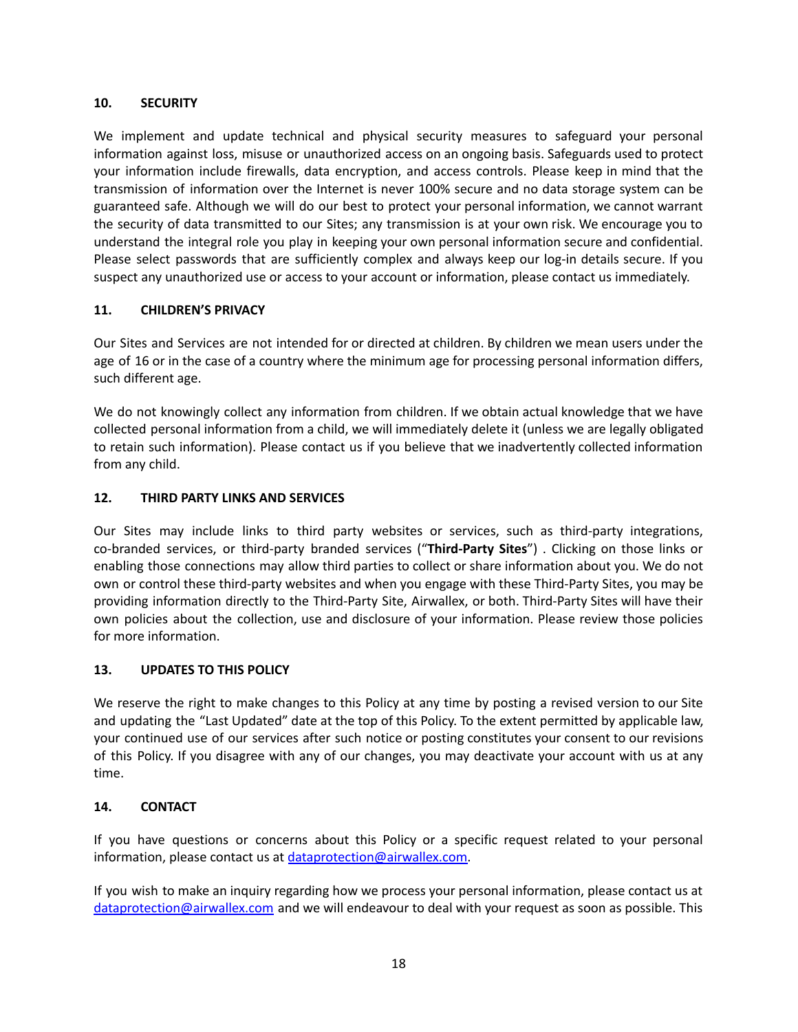## 10. SECURITY

We implement and update technical and physical security measures to safeguard your personal information against loss, misuse or unauthorized access on an ongoing basis. Safeguards used to protect your information include firewalls, data encryption, and access controls. Please keep in mind that the transmission of information over the Internet is never 100% secure and no data storage system can be guaranteed safe. Although we will do our best to protect your personal information, we cannot warrant the security of data transmitted to our Sites; any transmission is at your own risk. We encourage you to understand the integral role you play in keeping your own personal information secure and confidential. Please select passwords that are sufficiently complex and always keep our log-in details secure. If you suspect any unauthorized use or access to your account or information, please contact us immediately.

## 11. CHILDREN'S PRIVACY

Our Sites and Services are not intended for or directed at children. By children we mean users under the age of 16 or in the case of a country where the minimum age for processing personal information differs, such different age.

We do not knowingly collect any information from children. If we obtain actual knowledge that we have collected personal information from a child, we will immediately delete it (unless we are legally obligated to retain such information). Please contact us if you believe that we inadvertently collected information from any child.

## 12. THIRD PARTY LINKS AND SERVICES

Our Sites may include links to third party websites or services, such as third-party integrations, co-branded services, or third-party branded services ("**Third-Party Sites**") . Clicking on those links or enabling those connections may allow third parties to collect or share information about you. We do not own or control these third-party websites and when you engage with these Third-Party Sites, you may be providing information directly to the Third-Party Site, Airwallex, or both. Third-Party Sites will have their own policies about the collection, use and disclosure of your information. Please review those policies for more information.

## 13. UPDATES TO THIS POLICY

We reserve the right to make changes to this Policy at any time by posting a revised version to our Site and updating the "Last Updated" date at the top of this Policy. To the extent permitted by applicable law, your continued use of our services after such notice or posting constitutes your consent to our revisions of this Policy. If you disagree with any of our changes, you may deactivate your account with us at any time.

## 14. CONTACT

If you have questions or concerns about this Policy or a specific request related to your personal information, please contact us at dataprotection@airwallex.com.

If you wish to make an inquiry regarding how we process your personal information, please contact us at dataprotection@airwallex.com and we will endeavour to deal with your request as soon as possible. This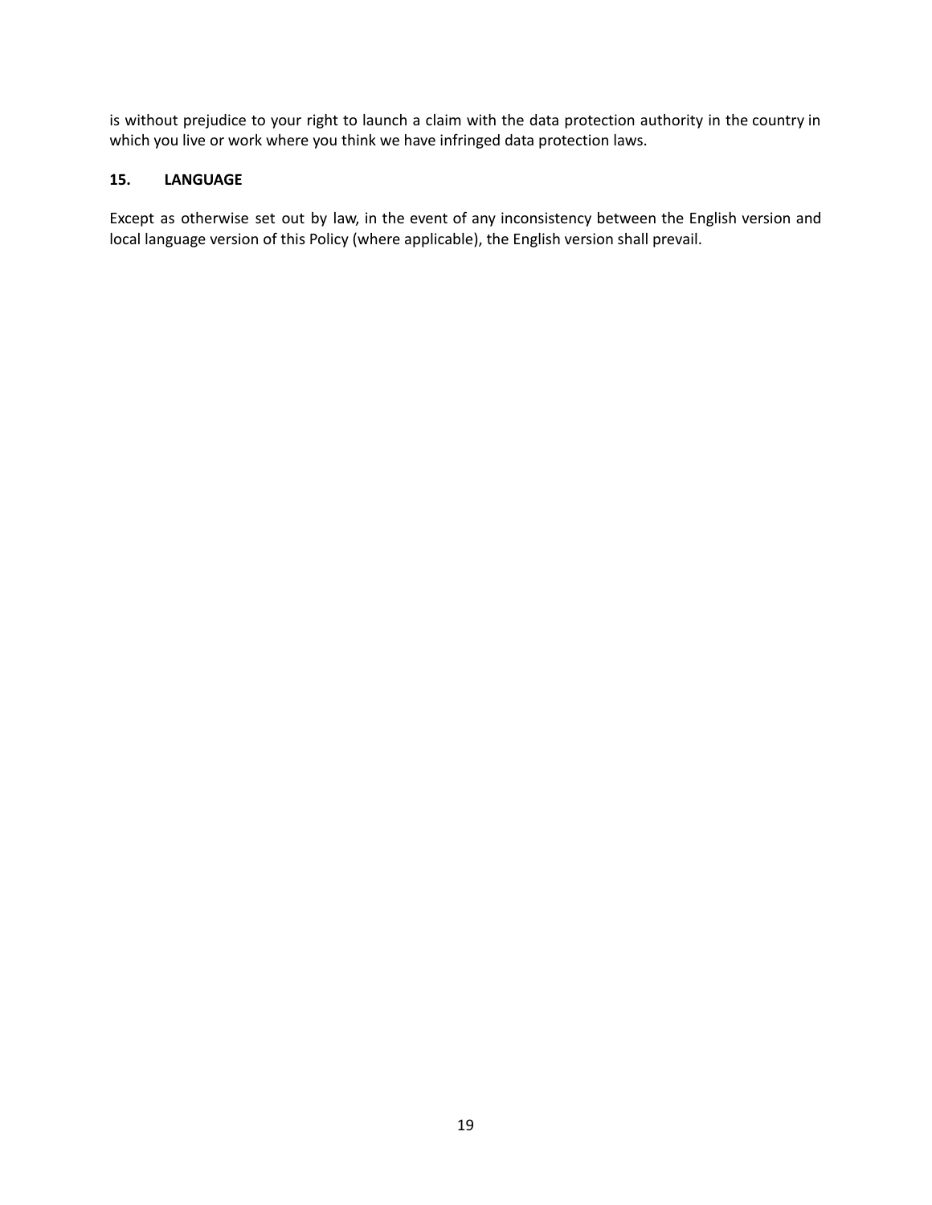is without prejudice to your right to launch a claim with the data protection authority in the country in which you live or work where you think we have infringed data protection laws.

## 15. LANGUAGE

Except as otherwise set out by law, in the event of any inconsistency between the English version and local language version of this Policy (where applicable), the English version shall prevail.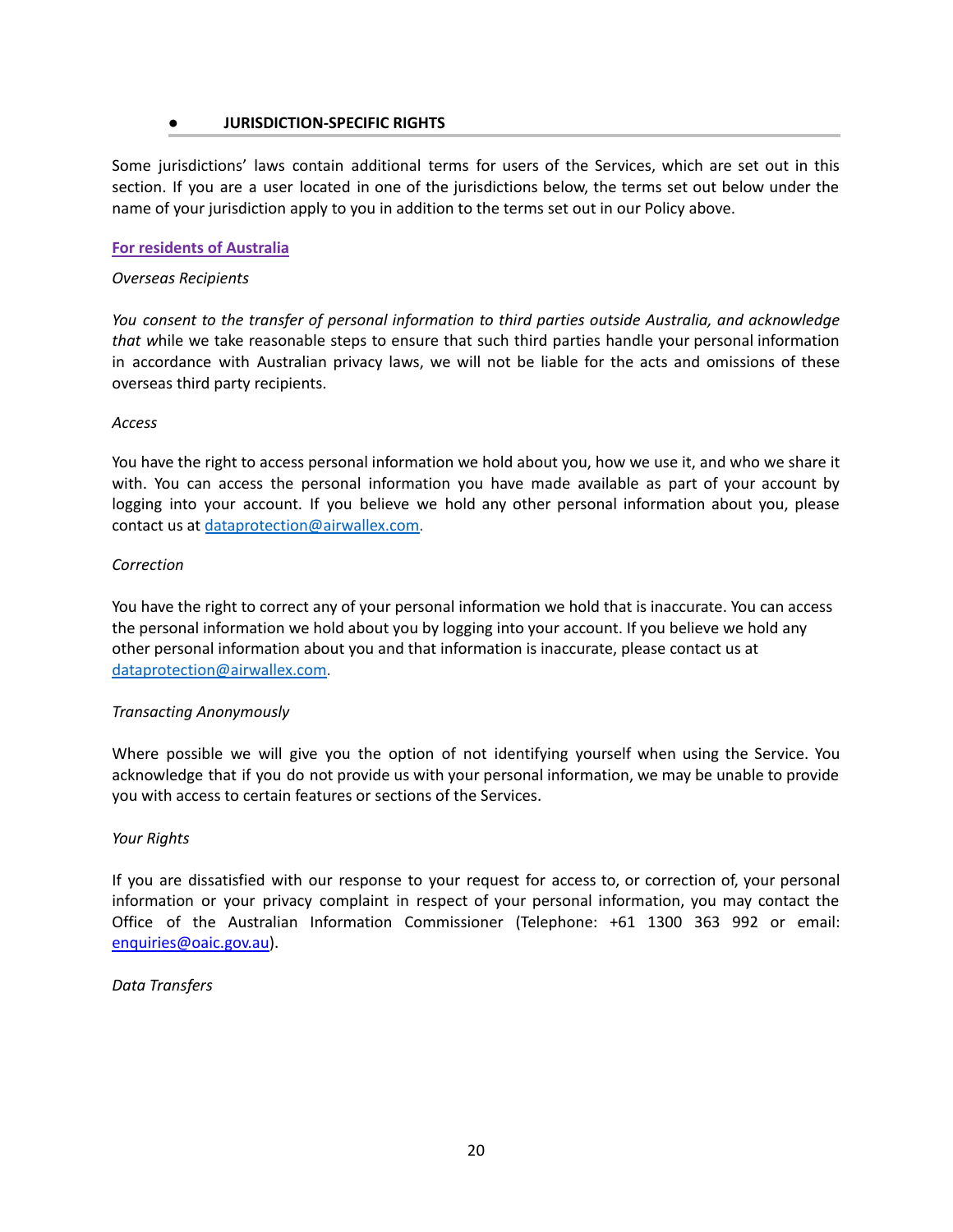- **JURISDICTION-SPECIFIC RIGHTS**

Some jurisdictions' laws contain additional terms for users of the Services, which are set out in this section. If you are a user located in one of the jurisdictions below, the terms set out below under the name of your jurisdiction apply to you in addition to the terms set out in our Policy above.

**For residents of Australia**

*Overseas Recipients*

*You consent to the transfer of personal information to third parties outside Australia, and acknowledge that w*hile we take reasonable steps to ensure that such third parties handle your personal information in accordance with Australian privacy laws, we will not be liable for the acts and omissions of these overseas third party recipients.

*Access*

You have the right to access personal information we hold about you, how we use it, and who we share it with. You can access the personal information you have made available as part of your account by logging into your account. If you believe we hold any other personal information about you, please contact us at dataprotection@airwallex.com.

*Correction*

You have the right to correct any of your personal information we hold that is inaccurate. You can access the personal information we hold about you by logging into your account. If you believe we hold any other personal information about you and that information is inaccurate, please contact us at dataprotection@airwallex.com.

*Transacting Anonymously*

Where possible we will give you the option of not identifying yourself when using the Service. You acknowledge that if you do not provide us with your personal information, we may be unable to provide you with access to certain features or sections of the Services.

*Your Rights*

If you are dissatisfied with our response to your request for access to, or correction of, your personal information or your privacy complaint in respect of your personal information, you may contact the Office of the Australian Information Commissioner (Telephone: +61 1300 363 992 or email: enquiries@oaic.gov.au).

*Data Transfers*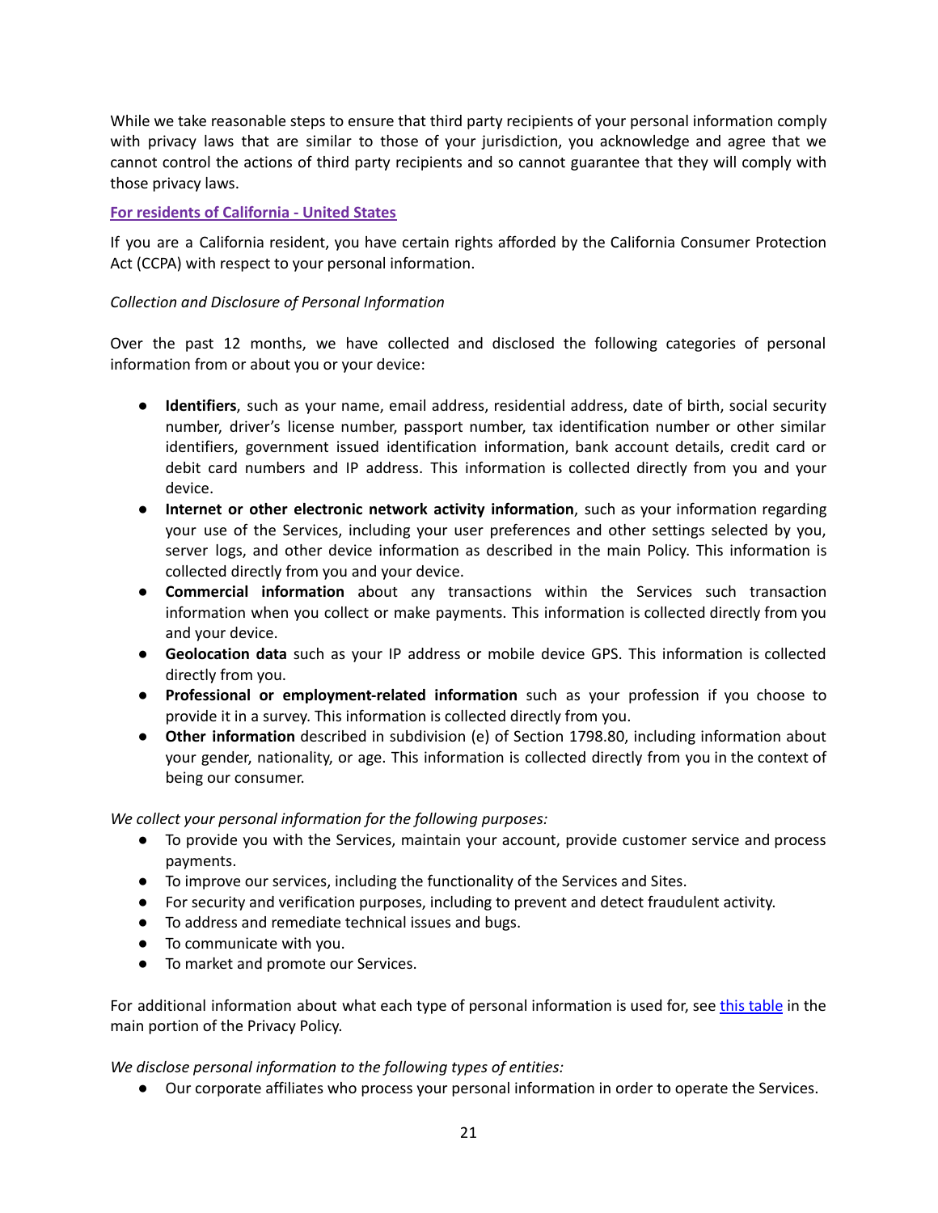While we take reasonable steps to ensure that third party recipients of your personal information comply with privacy laws that are similar to those of your jurisdiction, you acknowledge and agree that we cannot control the actions of third party recipients and so cannot guarantee that they will comply with those privacy laws.

### For residents of California - United States

If you are a California resident, you have certain rights afforded by the California Consumer Protection Act (CCPA) with respect to your personal information.

*Collection and Disclosure of Personal Information*

Over the past 12 months, we have collected and disclosed the following categories of personal information from or about you or your device:

- **Identifiers**, such as your name, email address, residential address, date of birth, social security number, driver's license number, passport number, tax identification number or other similar identifiers, government issued identification information, bank account details, credit card or debit card numbers and IP address. This information is collected directly from you and your device.
- **Internet or other electronic network activity information**, such as your information regarding your use of the Services, including your user preferences and other settings selected by you, server logs, and other device information as described in the main Policy. This information is collected directly from you and your device.
- **Commercial information** about any transactions within the Services such transaction information when you collect or make payments. This information is collected directly from you and your device.
- **Geolocation data** such as your IP address or mobile device GPS. This information is collected directly from you.
- **Professional or employment-related information** such as your profession if you choose to provide it in a survey. This information is collected directly from you.
- **Other information** described in subdivision (e) of Section 1798.80, including information about your gender, nationality, or age. This information is collected directly from you in the context of being our consumer.

*We collect your personal information for the following purposes:*

- To provide you with the Services, maintain your account, provide customer service and process payments.
- To improve our services, including the functionality of the Services and Sites.
- For security and verification purposes, including to prevent and detect fraudulent activity.
- To address and remediate technical issues and bugs.
- To communicate with you.
- To market and promote our Services.

For additional information about what each type of personal information is used for, see this table in the main portion of the Privacy Policy.

*We disclose personal information to the following types of entities:*

- Our corporate affiliates who process your personal information in order to operate the Services.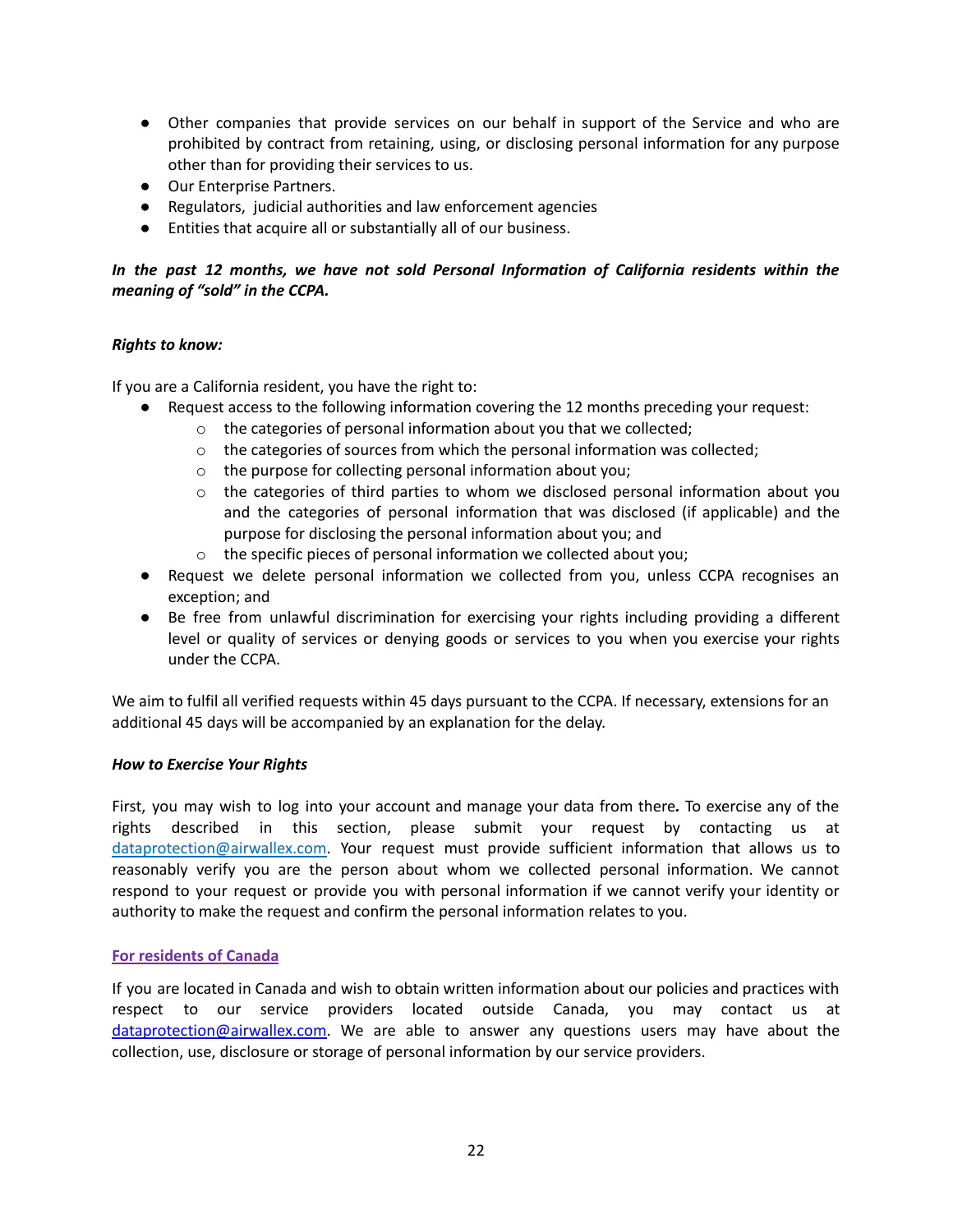- Other companies that provide services on our behalf in support of the Service and who are prohibited by contract from retaining, using, or disclosing personal information for any purpose other than for providing their services to us.
- Our Enterprise Partners.
- Regulators, judicial authorities and law enforcement agencies
- Entities that acquire all or substantially all of our business.

***In the past 12 months, we have not sold Personal Information of California residents within the meaning of "sold" in the CCPA.***

***Rights to know:***

If you are a California resident, you have the right to:

- Request access to the following information covering the 12 months preceding your request:
  - the categories of personal information about you that we collected;
  - the categories of sources from which the personal information was collected;
  - the purpose for collecting personal information about you;
  - the categories of third parties to whom we disclosed personal information about you and the categories of personal information that was disclosed (if applicable) and the purpose for disclosing the personal information about you; and
  - the specific pieces of personal information we collected about you;
- Request we delete personal information we collected from you, unless CCPA recognises an exception; and
- Be free from unlawful discrimination for exercising your rights including providing a different level or quality of services or denying goods or services to you when you exercise your rights under the CCPA.

We aim to fulfil all verified requests within 45 days pursuant to the CCPA. If necessary, extensions for an additional 45 days will be accompanied by an explanation for the delay.

***How to Exercise Your Rights***

First, you may wish to log into your account and manage your data from there**.** To exercise any of the rights described in this section, please submit your request by contacting us at [dataprotection@airwallex.com](mailto:dataprotection@airwallex.com). Your request must provide sufficient information that allows us to reasonably verify you are the person about whom we collected personal information. We cannot respond to your request or provide you with personal information if we cannot verify your identity or authority to make the request and confirm the personal information relates to you.

**For residents of Canada**

If you are located in Canada and wish to obtain written information about our policies and practices with respect to our service providers located outside Canada, you may contact us at [dataprotection@airwallex.com](mailto:dataprotection@airwallex.com). We are able to answer any questions users may have about the collection, use, disclosure or storage of personal information by our service providers.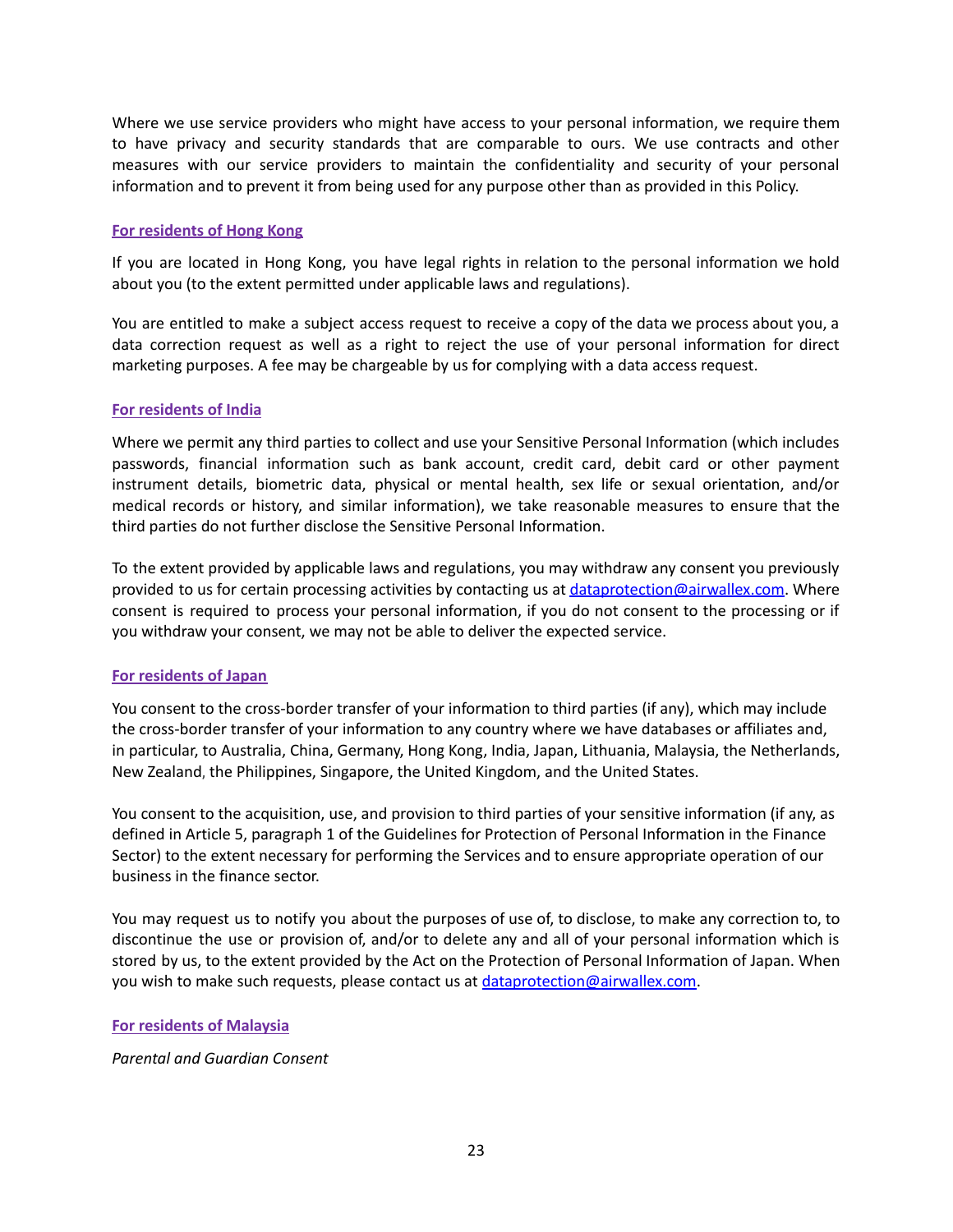Where we use service providers who might have access to your personal information, we require them to have privacy and security standards that are comparable to ours. We use contracts and other measures with our service providers to maintain the confidentiality and security of your personal information and to prevent it from being used for any purpose other than as provided in this Policy.

**For residents of Hong Kong**

If you are located in Hong Kong, you have legal rights in relation to the personal information we hold about you (to the extent permitted under applicable laws and regulations).

You are entitled to make a subject access request to receive a copy of the data we process about you, a data correction request as well as a right to reject the use of your personal information for direct marketing purposes. A fee may be chargeable by us for complying with a data access request.

**For residents of India**

Where we permit any third parties to collect and use your Sensitive Personal Information (which includes passwords, financial information such as bank account, credit card, debit card or other payment instrument details, biometric data, physical or mental health, sex life or sexual orientation, and/or medical records or history, and similar information), we take reasonable measures to ensure that the third parties do not further disclose the Sensitive Personal Information.

To the extent provided by applicable laws and regulations, you may withdraw any consent you previously provided to us for certain processing activities by contacting us at dataprotection@airwallex.com. Where consent is required to process your personal information, if you do not consent to the processing or if you withdraw your consent, we may not be able to deliver the expected service.

**For residents of Japan**

You consent to the cross-border transfer of your information to third parties (if any), which may include the cross-border transfer of your information to any country where we have databases or affiliates and, in particular, to Australia, China, Germany, Hong Kong, India, Japan, Lithuania, Malaysia, the Netherlands, New Zealand, the Philippines, Singapore, the United Kingdom, and the United States.

You consent to the acquisition, use, and provision to third parties of your sensitive information (if any, as defined in Article 5, paragraph 1 of the Guidelines for Protection of Personal Information in the Finance Sector) to the extent necessary for performing the Services and to ensure appropriate operation of our business in the finance sector.

You may request us to notify you about the purposes of use of, to disclose, to make any correction to, to discontinue the use or provision of, and/or to delete any and all of your personal information which is stored by us, to the extent provided by the Act on the Protection of Personal Information of Japan. When you wish to make such requests, please contact us at dataprotection@airwallex.com.

**For residents of Malaysia**

*Parental and Guardian Consent*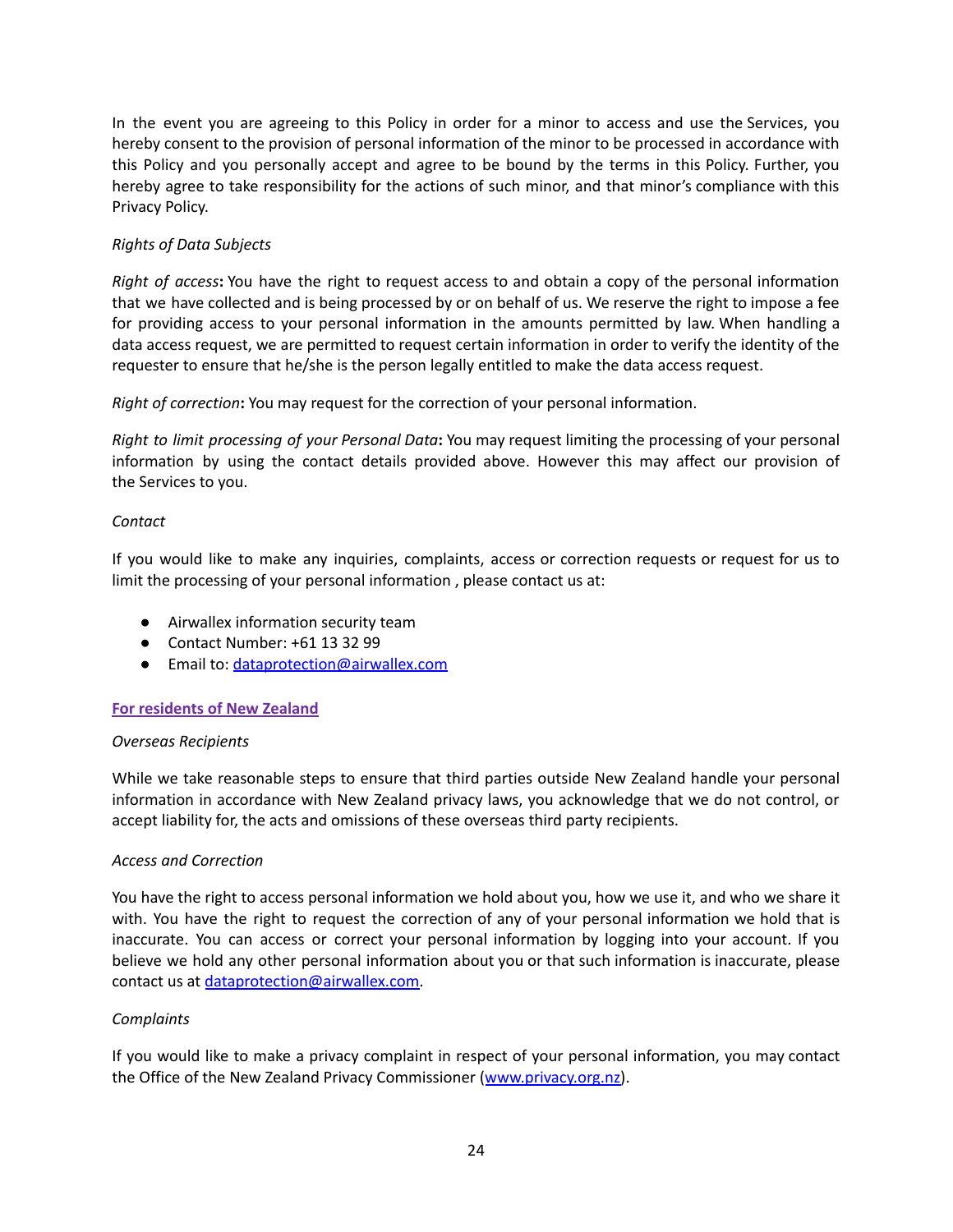In the event you are agreeing to this Policy in order for a minor to access and use the Services, you hereby consent to the provision of personal information of the minor to be processed in accordance with this Policy and you personally accept and agree to be bound by the terms in this Policy. Further, you hereby agree to take responsibility for the actions of such minor, and that minor's compliance with this Privacy Policy.

*Rights of Data Subjects*

*Right of access*: You have the right to request access to and obtain a copy of the personal information that we have collected and is being processed by or on behalf of us. We reserve the right to impose a fee for providing access to your personal information in the amounts permitted by law. When handling a data access request, we are permitted to request certain information in order to verify the identity of the requester to ensure that he/she is the person legally entitled to make the data access request.

*Right of correction*: You may request for the correction of your personal information.

*Right to limit processing of your Personal Data*: You may request limiting the processing of your personal information by using the contact details provided above. However this may affect our provision of the Services to you.

*Contact*

If you would like to make any inquiries, complaints, access or correction requests or request for us to limit the processing of your personal information , please contact us at:

- Airwallex information security team
- Contact Number: +61 13 32 99
- Email to: [dataprotection@airwallex.com](mailto:dataprotection@airwallex.com)

**For residents of New Zealand**

*Overseas Recipients*

While we take reasonable steps to ensure that third parties outside New Zealand handle your personal information in accordance with New Zealand privacy laws, you acknowledge that we do not control, or accept liability for, the acts and omissions of these overseas third party recipients.

*Access and Correction*

You have the right to access personal information we hold about you, how we use it, and who we share it with. You have the right to request the correction of any of your personal information we hold that is inaccurate. You can access or correct your personal information by logging into your account. If you believe we hold any other personal information about you or that such information is inaccurate, please contact us at [dataprotection@airwallex.com](mailto:dataprotection@airwallex.com).

*Complaints*

If you would like to make a privacy complaint in respect of your personal information, you may contact the Office of the New Zealand Privacy Commissioner ([www.privacy.org.nz](http://www.privacy.org.nz)).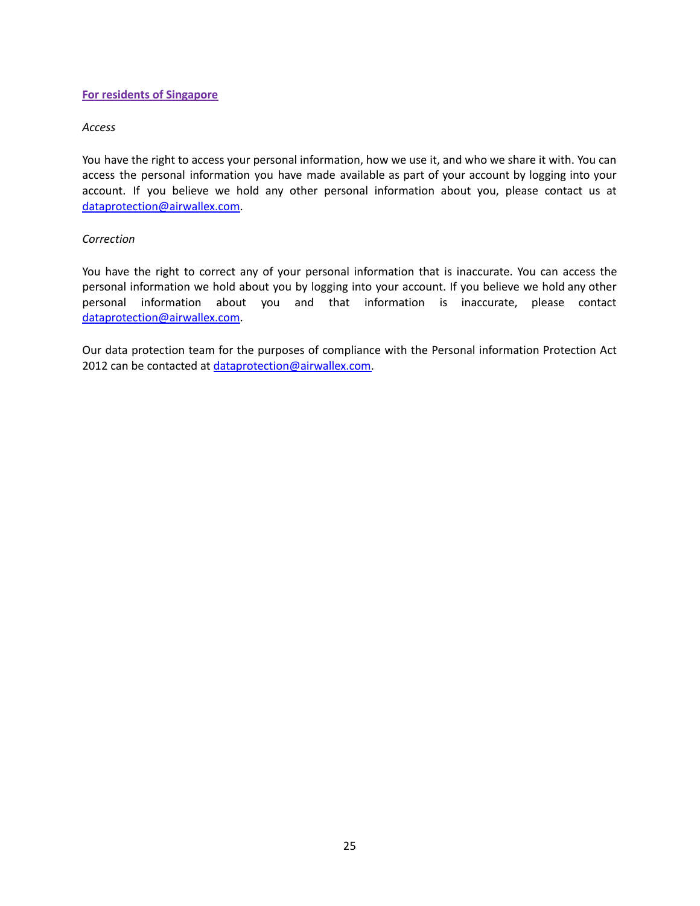**For residents of Singapore**

*Access*

You have the right to access your personal information, how we use it, and who we share it with. You can access the personal information you have made available as part of your account by logging into your account. If you believe we hold any other personal information about you, please contact us at dataprotection@airwallex.com.

*Correction*

You have the right to correct any of your personal information that is inaccurate. You can access the personal information we hold about you by logging into your account. If you believe we hold any other personal information about you and that information is inaccurate, please contact dataprotection@airwallex.com.

Our data protection team for the purposes of compliance with the Personal information Protection Act 2012 can be contacted at dataprotection@airwallex.com.